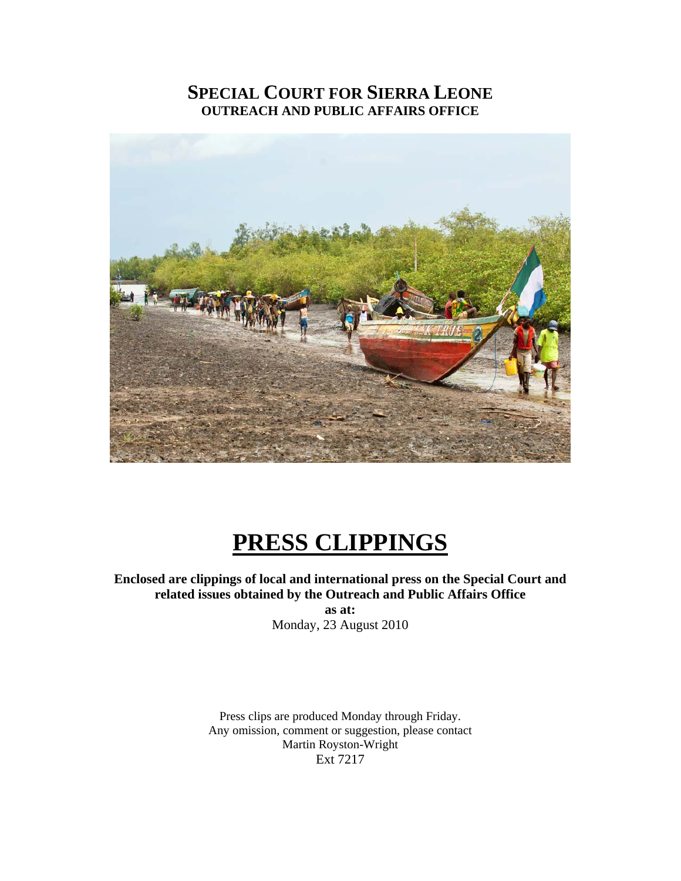# SPECIAL COURT FOR SIERRA LEONE
**OUTREACH AND PUBLIC AFFAIRS OFFICE**

# PRESS CLIPPINGS

**Enclosed are clippings of local and international press on the Special Court and related issues obtained by the Outreach and Public Affairs Office**

**as at:**

Monday, 23 August 2010

Press clips are produced Monday through Friday.
Any omission, comment or suggestion, please contact
Martin Royston-Wright
Ext 7217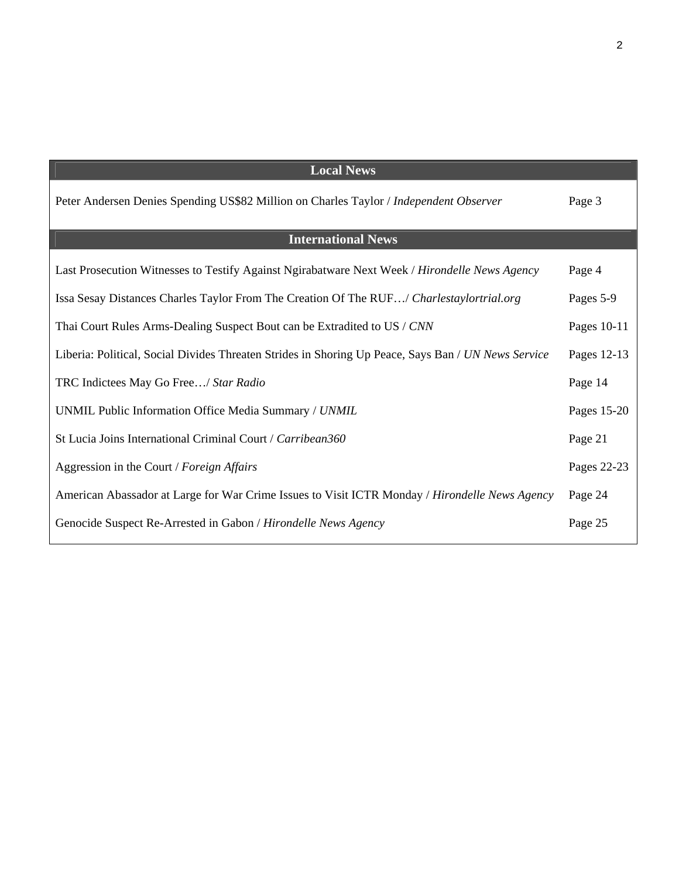| Local News | |
|---|---|
| Peter Andersen Denies Spending US$82 Million on Charles Taylor / *Independent Observer* | Page 3 |

| International News | |
|---|---|
| Last Prosecution Witnesses to Testify Against Ngirabatware Next Week / *Hirondelle News Agency* | Page 4 |
| Issa Sesay Distances Charles Taylor From The Creation Of The RUF…/ *Charlestaylortrial.org* | Pages 5-9 |
| Thai Court Rules Arms-Dealing Suspect Bout can be Extradited to US / *CNN* | Pages 10-11 |
| Liberia: Political, Social Divides Threaten Strides in Shoring Up Peace, Says Ban / *UN News Service* | Pages 12-13 |
| TRC Indictees May Go Free…/ *Star Radio* | Page 14 |
| UNMIL Public Information Office Media Summary / *UNMIL* | Pages 15-20 |
| St Lucia Joins International Criminal Court / *Carribean360* | Page 21 |
| Aggression in the Court / *Foreign Affairs* | Pages 22-23 |
| American Abassador at Large for War Crime Issues to Visit ICTR Monday / *Hirondelle News Agency* | Page 24 |
| Genocide Suspect Re-Arrested in Gabon / *Hirondelle News Agency* | Page 25 |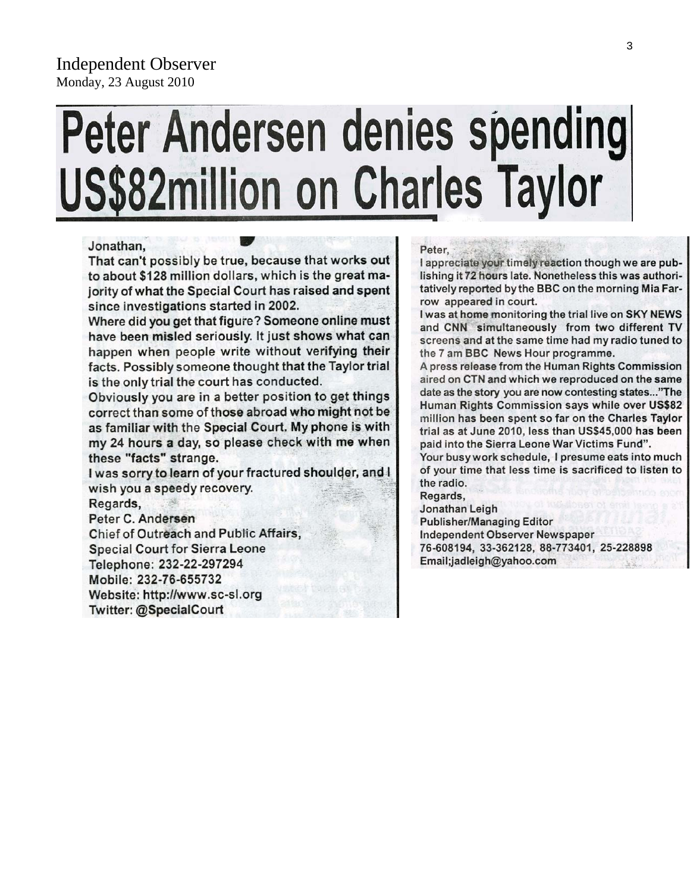Independent Observer
Monday, 23 August 2010

# Peter Andersen denies spending US$82million on Charles Taylor

Jonathan,

That can't possibly be true, because that works out to about $128 million dollars, which is the great majority of what the Special Court has raised and spent since investigations started in 2002.

Where did you get that figure? Someone online must have been misled seriously. It just shows what can happen when people write without verifying their facts. Possibly someone thought that the Taylor trial is the only trial the court has conducted.

Obviously you are in a better position to get things correct than some of those abroad who might not be as familiar with the Special Court. My phone is with my 24 hours a day, so please check with me when these "facts" strange.

I was sorry to learn of your fractured shoulder, and I wish you a speedy recovery.

Regards,
Peter C. Andersen
Chief of Outreach and Public Affairs,
Special Court for Sierra Leone
Telephone: 232-22-297294
Mobile: 232-76-655732
Website: http://www.sc-sl.org
Twitter: @SpecialCourt

Peter,

I appreciate your timely reaction though we are publishing it 72 hours late. Nonetheless this was authoritatively reported by the BBC on the morning Mia Farrow appeared in court.

I was at home monitoring the trial live on SKY NEWS and CNN simultaneously from two different TV screens and at the same time had my radio tuned to the 7 am BBC News Hour programme.

A press release from the Human Rights Commission aired on CTN and which we reproduced on the same date as the story you are now contesting states..."The Human Rights Commission says while over US$82 million has been spent so far on the Charles Taylor trial as at June 2010, less than US$45,000 has been paid into the Sierra Leone War Victims Fund".

Your busy work schedule, I presume eats into much of your time that less time is sacrificed to listen to the radio.

Regards,
Jonathan Leigh
Publisher/Managing Editor
Independent Observer Newspaper
76-608194, 33-362128, 88-773401, 25-228898
Email;jadleigh@yahoo.com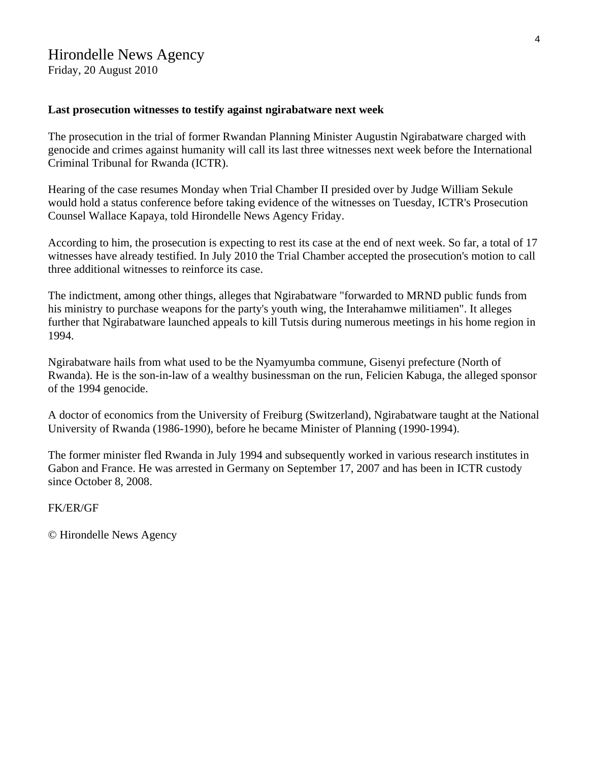Hirondelle News Agency
Friday, 20 August 2010

**Last prosecution witnesses to testify against ngirabatware next week**

The prosecution in the trial of former Rwandan Planning Minister Augustin Ngirabatware charged with genocide and crimes against humanity will call its last three witnesses next week before the International Criminal Tribunal for Rwanda (ICTR).

Hearing of the case resumes Monday when Trial Chamber II presided over by Judge William Sekule would hold a status conference before taking evidence of the witnesses on Tuesday, ICTR's Prosecution Counsel Wallace Kapaya, told Hirondelle News Agency Friday.

According to him, the prosecution is expecting to rest its case at the end of next week. So far, a total of 17 witnesses have already testified. In July 2010 the Trial Chamber accepted the prosecution's motion to call three additional witnesses to reinforce its case.

The indictment, among other things, alleges that Ngirabatware "forwarded to MRND public funds from his ministry to purchase weapons for the party's youth wing, the Interahamwe militiamen". It alleges further that Ngirabatware launched appeals to kill Tutsis during numerous meetings in his home region in 1994.

Ngirabatware hails from what used to be the Nyamyumba commune, Gisenyi prefecture (North of Rwanda). He is the son-in-law of a wealthy businessman on the run, Felicien Kabuga, the alleged sponsor of the 1994 genocide.

A doctor of economics from the University of Freiburg (Switzerland), Ngirabatware taught at the National University of Rwanda (1986-1990), before he became Minister of Planning (1990-1994).

The former minister fled Rwanda in July 1994 and subsequently worked in various research institutes in Gabon and France. He was arrested in Germany on September 17, 2007 and has been in ICTR custody since October 8, 2008.

FK/ER/GF

© Hirondelle News Agency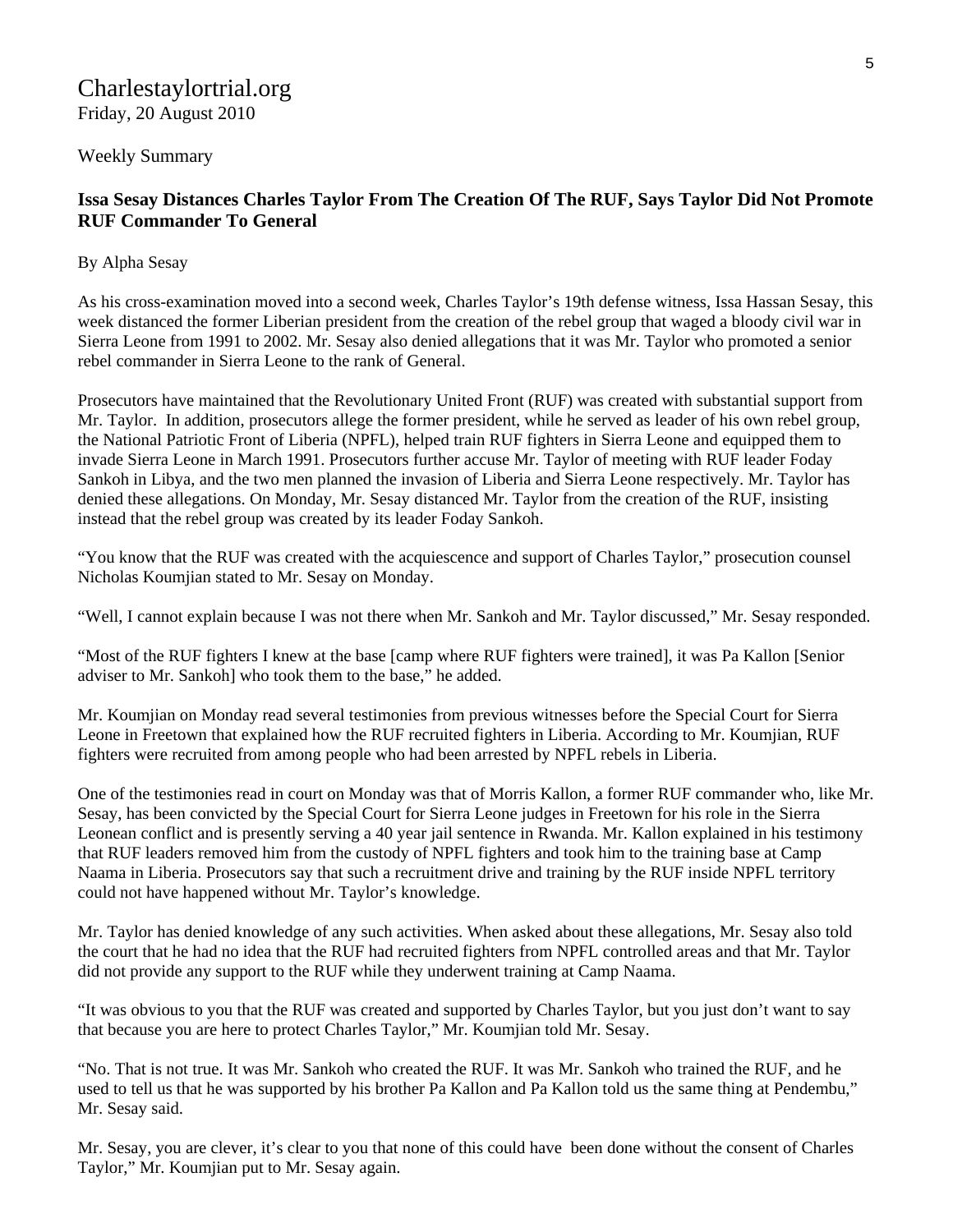Charlestaylortrial.org
Friday, 20 August 2010

Weekly Summary

**Issa Sesay Distances Charles Taylor From The Creation Of The RUF, Says Taylor Did Not Promote RUF Commander To General**

By Alpha Sesay

As his cross-examination moved into a second week, Charles Taylor's 19th defense witness, Issa Hassan Sesay, this week distanced the former Liberian president from the creation of the rebel group that waged a bloody civil war in Sierra Leone from 1991 to 2002. Mr. Sesay also denied allegations that it was Mr. Taylor who promoted a senior rebel commander in Sierra Leone to the rank of General.

Prosecutors have maintained that the Revolutionary United Front (RUF) was created with substantial support from Mr. Taylor. In addition, prosecutors allege the former president, while he served as leader of his own rebel group, the National Patriotic Front of Liberia (NPFL), helped train RUF fighters in Sierra Leone and equipped them to invade Sierra Leone in March 1991. Prosecutors further accuse Mr. Taylor of meeting with RUF leader Foday Sankoh in Libya, and the two men planned the invasion of Liberia and Sierra Leone respectively. Mr. Taylor has denied these allegations. On Monday, Mr. Sesay distanced Mr. Taylor from the creation of the RUF, insisting instead that the rebel group was created by its leader Foday Sankoh.

"You know that the RUF was created with the acquiescence and support of Charles Taylor," prosecution counsel Nicholas Koumjian stated to Mr. Sesay on Monday.

"Well, I cannot explain because I was not there when Mr. Sankoh and Mr. Taylor discussed," Mr. Sesay responded.

"Most of the RUF fighters I knew at the base [camp where RUF fighters were trained], it was Pa Kallon [Senior adviser to Mr. Sankoh] who took them to the base," he added.

Mr. Koumjian on Monday read several testimonies from previous witnesses before the Special Court for Sierra Leone in Freetown that explained how the RUF recruited fighters in Liberia. According to Mr. Koumjian, RUF fighters were recruited from among people who had been arrested by NPFL rebels in Liberia.

One of the testimonies read in court on Monday was that of Morris Kallon, a former RUF commander who, like Mr. Sesay, has been convicted by the Special Court for Sierra Leone judges in Freetown for his role in the Sierra Leonean conflict and is presently serving a 40 year jail sentence in Rwanda. Mr. Kallon explained in his testimony that RUF leaders removed him from the custody of NPFL fighters and took him to the training base at Camp Naama in Liberia. Prosecutors say that such a recruitment drive and training by the RUF inside NPFL territory could not have happened without Mr. Taylor's knowledge.

Mr. Taylor has denied knowledge of any such activities. When asked about these allegations, Mr. Sesay also told the court that he had no idea that the RUF had recruited fighters from NPFL controlled areas and that Mr. Taylor did not provide any support to the RUF while they underwent training at Camp Naama.

"It was obvious to you that the RUF was created and supported by Charles Taylor, but you just don't want to say that because you are here to protect Charles Taylor," Mr. Koumjian told Mr. Sesay.

"No. That is not true. It was Mr. Sankoh who created the RUF. It was Mr. Sankoh who trained the RUF, and he used to tell us that he was supported by his brother Pa Kallon and Pa Kallon told us the same thing at Pendembu," Mr. Sesay said.

Mr. Sesay, you are clever, it's clear to you that none of this could have been done without the consent of Charles Taylor," Mr. Koumjian put to Mr. Sesay again.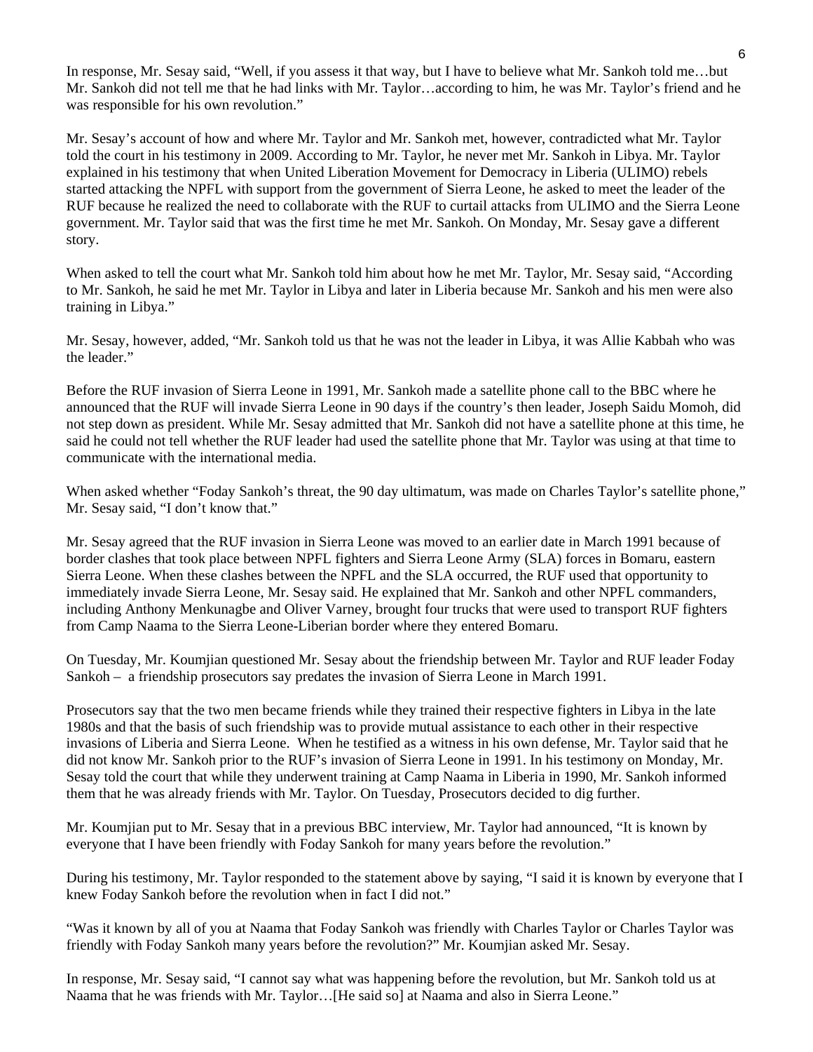In response, Mr. Sesay said, "Well, if you assess it that way, but I have to believe what Mr. Sankoh told me…but Mr. Sankoh did not tell me that he had links with Mr. Taylor…according to him, he was Mr. Taylor's friend and he was responsible for his own revolution."

Mr. Sesay's account of how and where Mr. Taylor and Mr. Sankoh met, however, contradicted what Mr. Taylor told the court in his testimony in 2009. According to Mr. Taylor, he never met Mr. Sankoh in Libya. Mr. Taylor explained in his testimony that when United Liberation Movement for Democracy in Liberia (ULIMO) rebels started attacking the NPFL with support from the government of Sierra Leone, he asked to meet the leader of the RUF because he realized the need to collaborate with the RUF to curtail attacks from ULIMO and the Sierra Leone government. Mr. Taylor said that was the first time he met Mr. Sankoh. On Monday, Mr. Sesay gave a different story.

When asked to tell the court what Mr. Sankoh told him about how he met Mr. Taylor, Mr. Sesay said, "According to Mr. Sankoh, he said he met Mr. Taylor in Libya and later in Liberia because Mr. Sankoh and his men were also training in Libya."

Mr. Sesay, however, added, "Mr. Sankoh told us that he was not the leader in Libya, it was Allie Kabbah who was the leader."

Before the RUF invasion of Sierra Leone in 1991, Mr. Sankoh made a satellite phone call to the BBC where he announced that the RUF will invade Sierra Leone in 90 days if the country's then leader, Joseph Saidu Momoh, did not step down as president. While Mr. Sesay admitted that Mr. Sankoh did not have a satellite phone at this time, he said he could not tell whether the RUF leader had used the satellite phone that Mr. Taylor was using at that time to communicate with the international media.

When asked whether "Foday Sankoh's threat, the 90 day ultimatum, was made on Charles Taylor's satellite phone," Mr. Sesay said, "I don't know that."

Mr. Sesay agreed that the RUF invasion in Sierra Leone was moved to an earlier date in March 1991 because of border clashes that took place between NPFL fighters and Sierra Leone Army (SLA) forces in Bomaru, eastern Sierra Leone. When these clashes between the NPFL and the SLA occurred, the RUF used that opportunity to immediately invade Sierra Leone, Mr. Sesay said. He explained that Mr. Sankoh and other NPFL commanders, including Anthony Menkunagbe and Oliver Varney, brought four trucks that were used to transport RUF fighters from Camp Naama to the Sierra Leone-Liberian border where they entered Bomaru.

On Tuesday, Mr. Koumjian questioned Mr. Sesay about the friendship between Mr. Taylor and RUF leader Foday Sankoh – a friendship prosecutors say predates the invasion of Sierra Leone in March 1991.

Prosecutors say that the two men became friends while they trained their respective fighters in Libya in the late 1980s and that the basis of such friendship was to provide mutual assistance to each other in their respective invasions of Liberia and Sierra Leone. When he testified as a witness in his own defense, Mr. Taylor said that he did not know Mr. Sankoh prior to the RUF's invasion of Sierra Leone in 1991. In his testimony on Monday, Mr. Sesay told the court that while they underwent training at Camp Naama in Liberia in 1990, Mr. Sankoh informed them that he was already friends with Mr. Taylor. On Tuesday, Prosecutors decided to dig further.

Mr. Koumjian put to Mr. Sesay that in a previous BBC interview, Mr. Taylor had announced, "It is known by everyone that I have been friendly with Foday Sankoh for many years before the revolution."

During his testimony, Mr. Taylor responded to the statement above by saying, "I said it is known by everyone that I knew Foday Sankoh before the revolution when in fact I did not."

"Was it known by all of you at Naama that Foday Sankoh was friendly with Charles Taylor or Charles Taylor was friendly with Foday Sankoh many years before the revolution?" Mr. Koumjian asked Mr. Sesay.

In response, Mr. Sesay said, "I cannot say what was happening before the revolution, but Mr. Sankoh told us at Naama that he was friends with Mr. Taylor…[He said so] at Naama and also in Sierra Leone."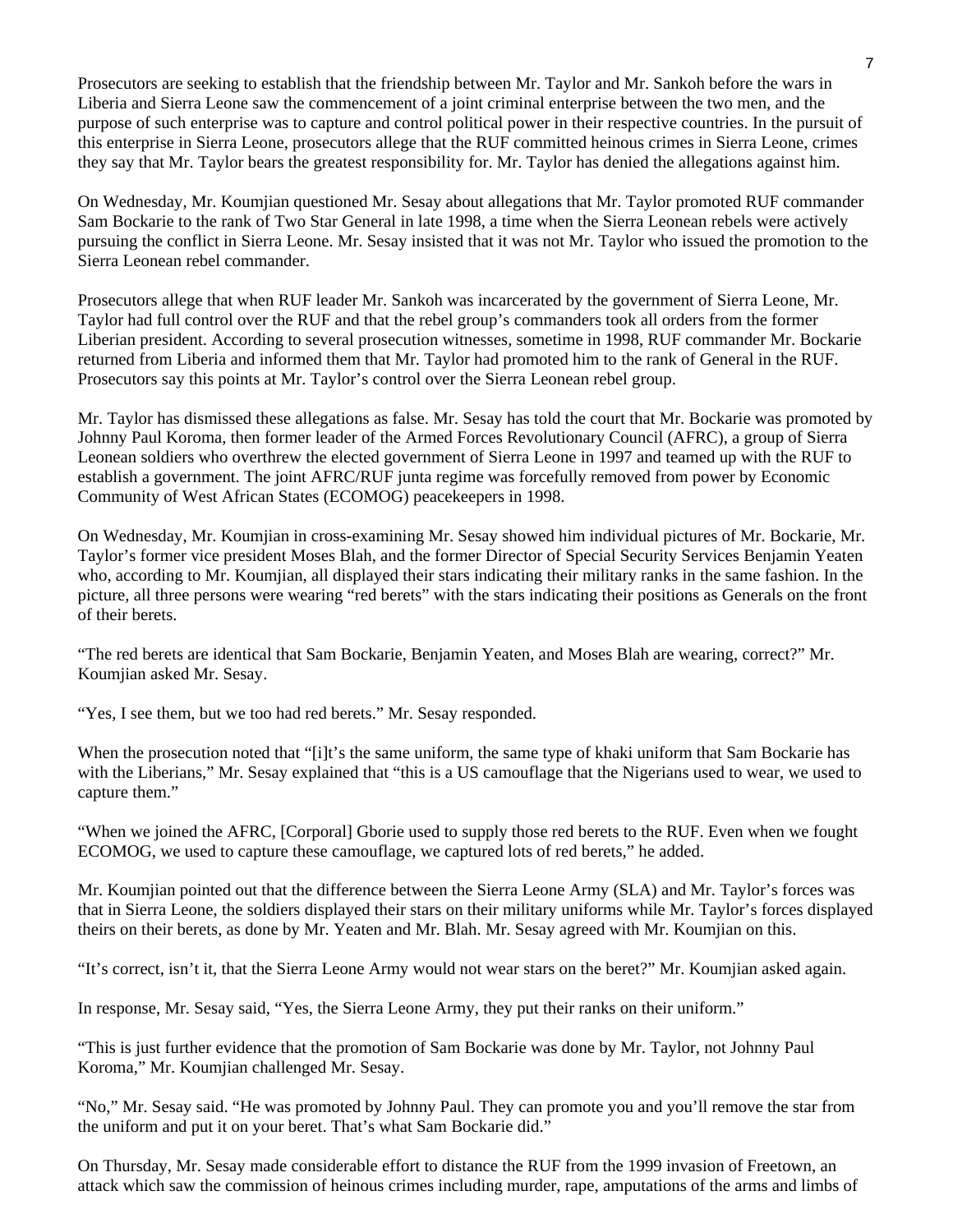Prosecutors are seeking to establish that the friendship between Mr. Taylor and Mr. Sankoh before the wars in Liberia and Sierra Leone saw the commencement of a joint criminal enterprise between the two men, and the purpose of such enterprise was to capture and control political power in their respective countries. In the pursuit of this enterprise in Sierra Leone, prosecutors allege that the RUF committed heinous crimes in Sierra Leone, crimes they say that Mr. Taylor bears the greatest responsibility for. Mr. Taylor has denied the allegations against him.

On Wednesday, Mr. Koumjian questioned Mr. Sesay about allegations that Mr. Taylor promoted RUF commander Sam Bockarie to the rank of Two Star General in late 1998, a time when the Sierra Leonean rebels were actively pursuing the conflict in Sierra Leone. Mr. Sesay insisted that it was not Mr. Taylor who issued the promotion to the Sierra Leonean rebel commander.

Prosecutors allege that when RUF leader Mr. Sankoh was incarcerated by the government of Sierra Leone, Mr. Taylor had full control over the RUF and that the rebel group's commanders took all orders from the former Liberian president. According to several prosecution witnesses, sometime in 1998, RUF commander Mr. Bockarie returned from Liberia and informed them that Mr. Taylor had promoted him to the rank of General in the RUF. Prosecutors say this points at Mr. Taylor's control over the Sierra Leonean rebel group.

Mr. Taylor has dismissed these allegations as false. Mr. Sesay has told the court that Mr. Bockarie was promoted by Johnny Paul Koroma, then former leader of the Armed Forces Revolutionary Council (AFRC), a group of Sierra Leonean soldiers who overthrew the elected government of Sierra Leone in 1997 and teamed up with the RUF to establish a government. The joint AFRC/RUF junta regime was forcefully removed from power by Economic Community of West African States (ECOMOG) peacekeepers in 1998.

On Wednesday, Mr. Koumjian in cross-examining Mr. Sesay showed him individual pictures of Mr. Bockarie, Mr. Taylor's former vice president Moses Blah, and the former Director of Special Security Services Benjamin Yeaten who, according to Mr. Koumjian, all displayed their stars indicating their military ranks in the same fashion. In the picture, all three persons were wearing "red berets" with the stars indicating their positions as Generals on the front of their berets.

"The red berets are identical that Sam Bockarie, Benjamin Yeaten, and Moses Blah are wearing, correct?" Mr. Koumjian asked Mr. Sesay.

"Yes, I see them, but we too had red berets." Mr. Sesay responded.

When the prosecution noted that "[i]t's the same uniform, the same type of khaki uniform that Sam Bockarie has with the Liberians," Mr. Sesay explained that "this is a US camouflage that the Nigerians used to wear, we used to capture them."

"When we joined the AFRC, [Corporal] Gborie used to supply those red berets to the RUF. Even when we fought ECOMOG, we used to capture these camouflage, we captured lots of red berets," he added.

Mr. Koumjian pointed out that the difference between the Sierra Leone Army (SLA) and Mr. Taylor's forces was that in Sierra Leone, the soldiers displayed their stars on their military uniforms while Mr. Taylor's forces displayed theirs on their berets, as done by Mr. Yeaten and Mr. Blah. Mr. Sesay agreed with Mr. Koumjian on this.

"It's correct, isn't it, that the Sierra Leone Army would not wear stars on the beret?" Mr. Koumjian asked again.

In response, Mr. Sesay said, "Yes, the Sierra Leone Army, they put their ranks on their uniform."

"This is just further evidence that the promotion of Sam Bockarie was done by Mr. Taylor, not Johnny Paul Koroma," Mr. Koumjian challenged Mr. Sesay.

"No," Mr. Sesay said. "He was promoted by Johnny Paul. They can promote you and you'll remove the star from the uniform and put it on your beret. That's what Sam Bockarie did."

On Thursday, Mr. Sesay made considerable effort to distance the RUF from the 1999 invasion of Freetown, an attack which saw the commission of heinous crimes including murder, rape, amputations of the arms and limbs of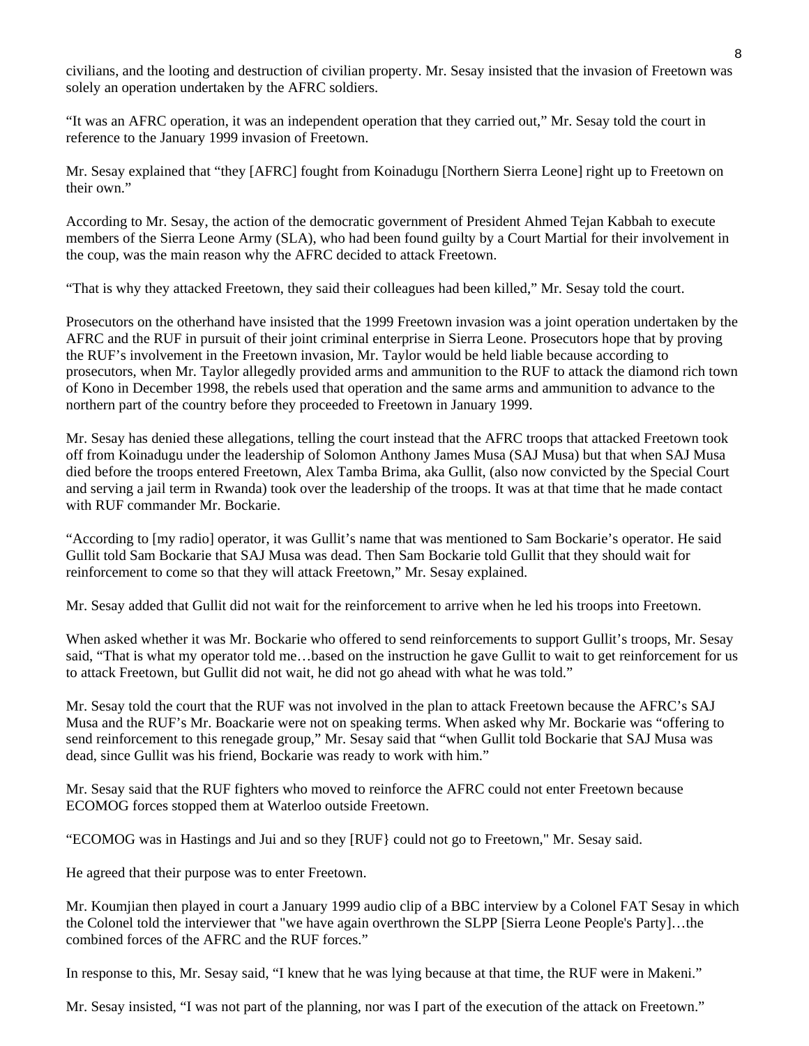civilians, and the looting and destruction of civilian property. Mr. Sesay insisted that the invasion of Freetown was solely an operation undertaken by the AFRC soldiers.

"It was an AFRC operation, it was an independent operation that they carried out," Mr. Sesay told the court in reference to the January 1999 invasion of Freetown.

Mr. Sesay explained that "they [AFRC] fought from Koinadugu [Northern Sierra Leone] right up to Freetown on their own."

According to Mr. Sesay, the action of the democratic government of President Ahmed Tejan Kabbah to execute members of the Sierra Leone Army (SLA), who had been found guilty by a Court Martial for their involvement in the coup, was the main reason why the AFRC decided to attack Freetown.

"That is why they attacked Freetown, they said their colleagues had been killed," Mr. Sesay told the court.

Prosecutors on the otherhand have insisted that the 1999 Freetown invasion was a joint operation undertaken by the AFRC and the RUF in pursuit of their joint criminal enterprise in Sierra Leone. Prosecutors hope that by proving the RUF's involvement in the Freetown invasion, Mr. Taylor would be held liable because according to prosecutors, when Mr. Taylor allegedly provided arms and ammunition to the RUF to attack the diamond rich town of Kono in December 1998, the rebels used that operation and the same arms and ammunition to advance to the northern part of the country before they proceeded to Freetown in January 1999.

Mr. Sesay has denied these allegations, telling the court instead that the AFRC troops that attacked Freetown took off from Koinadugu under the leadership of Solomon Anthony James Musa (SAJ Musa) but that when SAJ Musa died before the troops entered Freetown, Alex Tamba Brima, aka Gullit, (also now convicted by the Special Court and serving a jail term in Rwanda) took over the leadership of the troops. It was at that time that he made contact with RUF commander Mr. Bockarie.

"According to [my radio] operator, it was Gullit's name that was mentioned to Sam Bockarie's operator. He said Gullit told Sam Bockarie that SAJ Musa was dead. Then Sam Bockarie told Gullit that they should wait for reinforcement to come so that they will attack Freetown," Mr. Sesay explained.

Mr. Sesay added that Gullit did not wait for the reinforcement to arrive when he led his troops into Freetown.

When asked whether it was Mr. Bockarie who offered to send reinforcements to support Gullit's troops, Mr. Sesay said, "That is what my operator told me…based on the instruction he gave Gullit to wait to get reinforcement for us to attack Freetown, but Gullit did not wait, he did not go ahead with what he was told."

Mr. Sesay told the court that the RUF was not involved in the plan to attack Freetown because the AFRC's SAJ Musa and the RUF's Mr. Boackarie were not on speaking terms. When asked why Mr. Bockarie was "offering to send reinforcement to this renegade group," Mr. Sesay said that "when Gullit told Bockarie that SAJ Musa was dead, since Gullit was his friend, Bockarie was ready to work with him."

Mr. Sesay said that the RUF fighters who moved to reinforce the AFRC could not enter Freetown because ECOMOG forces stopped them at Waterloo outside Freetown.

"ECOMOG was in Hastings and Jui and so they [RUF} could not go to Freetown," Mr. Sesay said.

He agreed that their purpose was to enter Freetown.

Mr. Koumjian then played in court a January 1999 audio clip of a BBC interview by a Colonel FAT Sesay in which the Colonel told the interviewer that "we have again overthrown the SLPP [Sierra Leone People's Party]…the combined forces of the AFRC and the RUF forces."

In response to this, Mr. Sesay said, "I knew that he was lying because at that time, the RUF were in Makeni."

Mr. Sesay insisted, "I was not part of the planning, nor was I part of the execution of the attack on Freetown."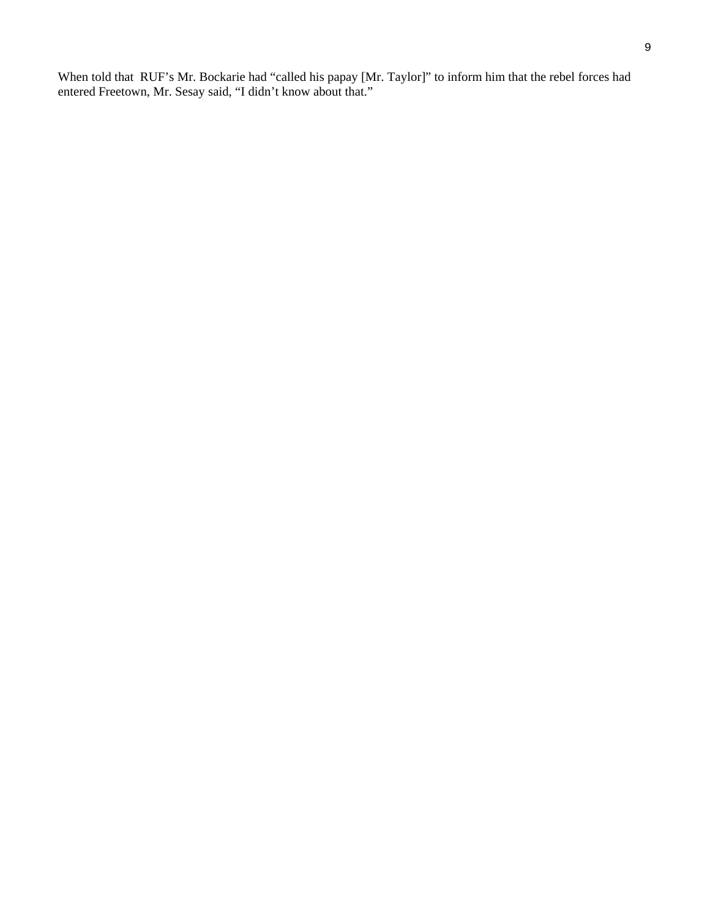When told that RUF's Mr. Bockarie had "called his papay [Mr. Taylor]" to inform him that the rebel forces had entered Freetown, Mr. Sesay said, "I didn't know about that."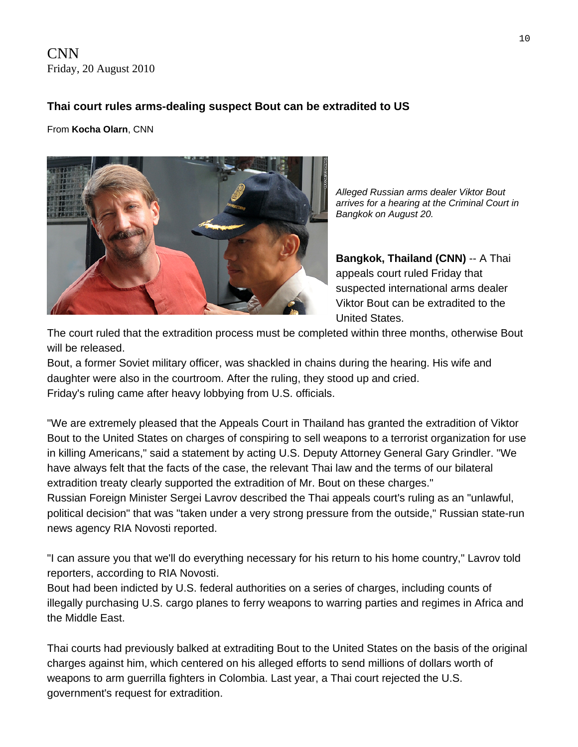CNN
Friday, 20 August 2010

## Thai court rules arms-dealing suspect Bout can be extradited to US

From **Kocha Olarn**, CNN

*Alleged Russian arms dealer Viktor Bout arrives for a hearing at the Criminal Court in Bangkok on August 20.*

**Bangkok, Thailand (CNN)** -- A Thai appeals court ruled Friday that suspected international arms dealer Viktor Bout can be extradited to the United States.

The court ruled that the extradition process must be completed within three months, otherwise Bout will be released.

Bout, a former Soviet military officer, was shackled in chains during the hearing. His wife and daughter were also in the courtroom. After the ruling, they stood up and cried.

Friday's ruling came after heavy lobbying from U.S. officials.

"We are extremely pleased that the Appeals Court in Thailand has granted the extradition of Viktor Bout to the United States on charges of conspiring to sell weapons to a terrorist organization for use in killing Americans," said a statement by acting U.S. Deputy Attorney General Gary Grindler. "We have always felt that the facts of the case, the relevant Thai law and the terms of our bilateral extradition treaty clearly supported the extradition of Mr. Bout on these charges."

Russian Foreign Minister Sergei Lavrov described the Thai appeals court's ruling as an "unlawful, political decision" that was "taken under a very strong pressure from the outside," Russian state-run news agency RIA Novosti reported.

"I can assure you that we'll do everything necessary for his return to his home country," Lavrov told reporters, according to RIA Novosti.

Bout had been indicted by U.S. federal authorities on a series of charges, including counts of illegally purchasing U.S. cargo planes to ferry weapons to warring parties and regimes in Africa and the Middle East.

Thai courts had previously balked at extraditing Bout to the United States on the basis of the original charges against him, which centered on his alleged efforts to send millions of dollars worth of weapons to arm guerrilla fighters in Colombia. Last year, a Thai court rejected the U.S. government's request for extradition.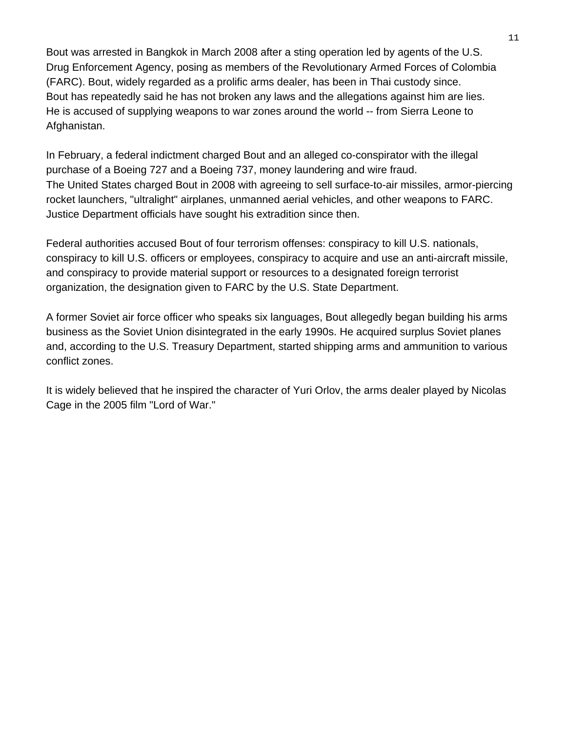Bout was arrested in Bangkok in March 2008 after a sting operation led by agents of the U.S. Drug Enforcement Agency, posing as members of the Revolutionary Armed Forces of Colombia (FARC). Bout, widely regarded as a prolific arms dealer, has been in Thai custody since. Bout has repeatedly said he has not broken any laws and the allegations against him are lies. He is accused of supplying weapons to war zones around the world -- from Sierra Leone to Afghanistan.

In February, a federal indictment charged Bout and an alleged co-conspirator with the illegal purchase of a Boeing 727 and a Boeing 737, money laundering and wire fraud. The United States charged Bout in 2008 with agreeing to sell surface-to-air missiles, armor-piercing rocket launchers, "ultralight" airplanes, unmanned aerial vehicles, and other weapons to FARC. Justice Department officials have sought his extradition since then.

Federal authorities accused Bout of four terrorism offenses: conspiracy to kill U.S. nationals, conspiracy to kill U.S. officers or employees, conspiracy to acquire and use an anti-aircraft missile, and conspiracy to provide material support or resources to a designated foreign terrorist organization, the designation given to FARC by the U.S. State Department.

A former Soviet air force officer who speaks six languages, Bout allegedly began building his arms business as the Soviet Union disintegrated in the early 1990s. He acquired surplus Soviet planes and, according to the U.S. Treasury Department, started shipping arms and ammunition to various conflict zones.

It is widely believed that he inspired the character of Yuri Orlov, the arms dealer played by Nicolas Cage in the 2005 film "Lord of War."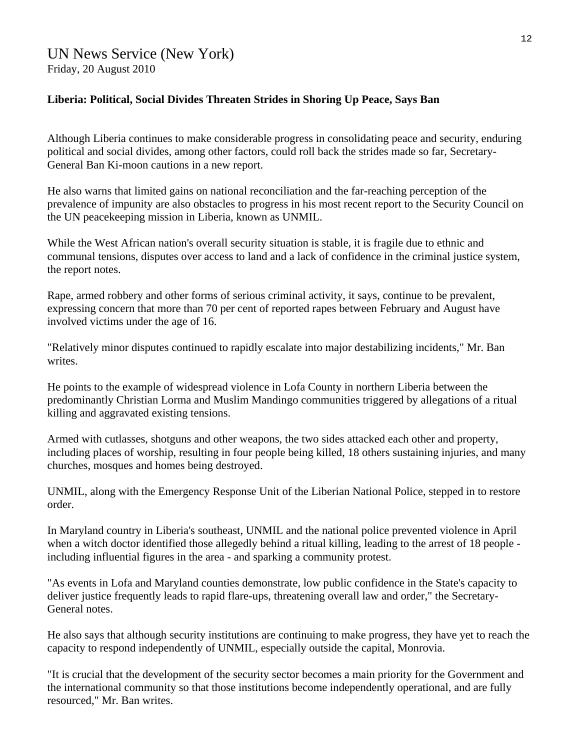UN News Service (New York)
Friday, 20 August 2010

**Liberia: Political, Social Divides Threaten Strides in Shoring Up Peace, Says Ban**

Although Liberia continues to make considerable progress in consolidating peace and security, enduring political and social divides, among other factors, could roll back the strides made so far, Secretary-General Ban Ki-moon cautions in a new report.

He also warns that limited gains on national reconciliation and the far-reaching perception of the prevalence of impunity are also obstacles to progress in his most recent report to the Security Council on the UN peacekeeping mission in Liberia, known as UNMIL.

While the West African nation's overall security situation is stable, it is fragile due to ethnic and communal tensions, disputes over access to land and a lack of confidence in the criminal justice system, the report notes.

Rape, armed robbery and other forms of serious criminal activity, it says, continue to be prevalent, expressing concern that more than 70 per cent of reported rapes between February and August have involved victims under the age of 16.

"Relatively minor disputes continued to rapidly escalate into major destabilizing incidents," Mr. Ban writes.

He points to the example of widespread violence in Lofa County in northern Liberia between the predominantly Christian Lorma and Muslim Mandingo communities triggered by allegations of a ritual killing and aggravated existing tensions.

Armed with cutlasses, shotguns and other weapons, the two sides attacked each other and property, including places of worship, resulting in four people being killed, 18 others sustaining injuries, and many churches, mosques and homes being destroyed.

UNMIL, along with the Emergency Response Unit of the Liberian National Police, stepped in to restore order.

In Maryland country in Liberia's southeast, UNMIL and the national police prevented violence in April when a witch doctor identified those allegedly behind a ritual killing, leading to the arrest of 18 people - including influential figures in the area - and sparking a community protest.

"As events in Lofa and Maryland counties demonstrate, low public confidence in the State's capacity to deliver justice frequently leads to rapid flare-ups, threatening overall law and order," the Secretary-General notes.

He also says that although security institutions are continuing to make progress, they have yet to reach the capacity to respond independently of UNMIL, especially outside the capital, Monrovia.

"It is crucial that the development of the security sector becomes a main priority for the Government and the international community so that those institutions become independently operational, and are fully resourced," Mr. Ban writes.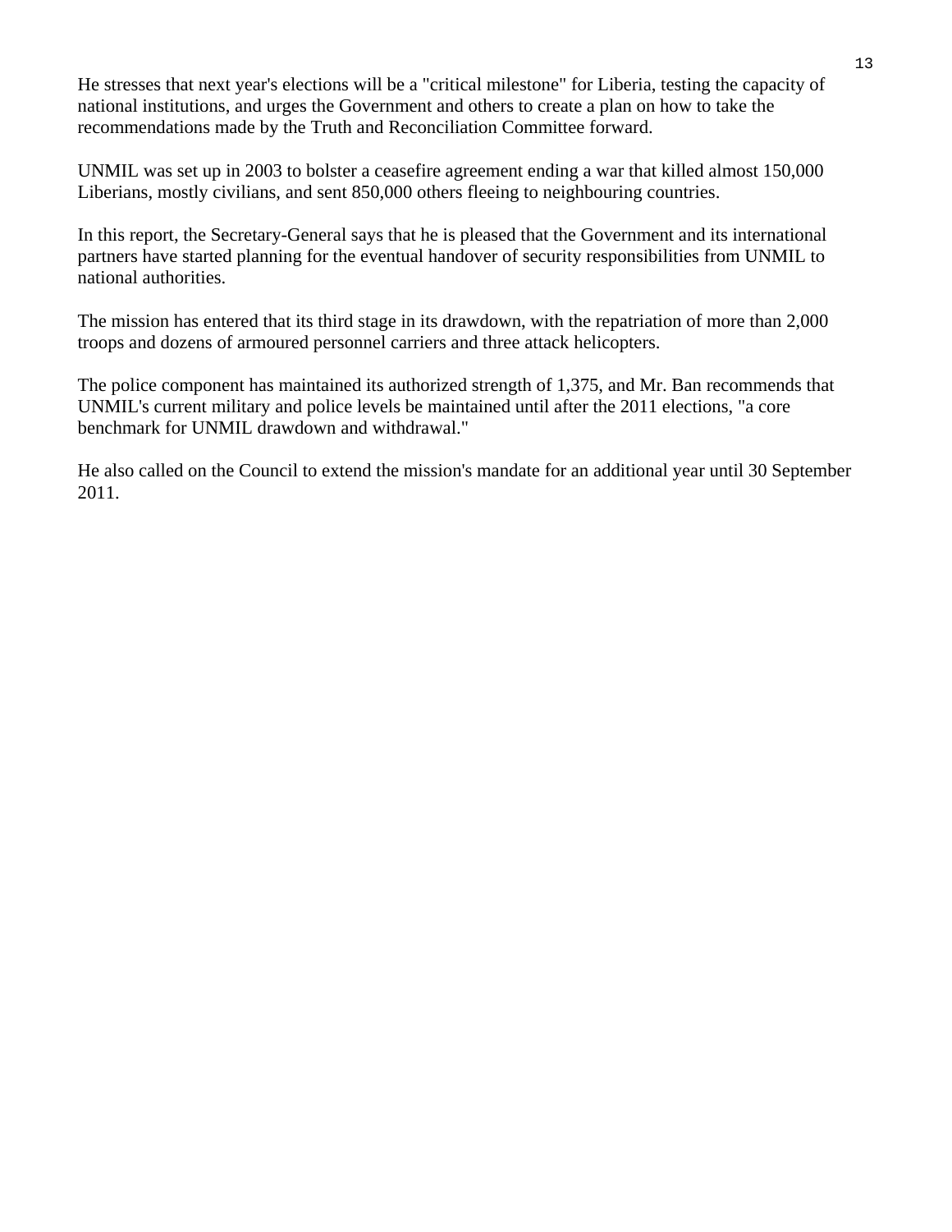He stresses that next year's elections will be a "critical milestone" for Liberia, testing the capacity of national institutions, and urges the Government and others to create a plan on how to take the recommendations made by the Truth and Reconciliation Committee forward.

UNMIL was set up in 2003 to bolster a ceasefire agreement ending a war that killed almost 150,000 Liberians, mostly civilians, and sent 850,000 others fleeing to neighbouring countries.

In this report, the Secretary-General says that he is pleased that the Government and its international partners have started planning for the eventual handover of security responsibilities from UNMIL to national authorities.

The mission has entered that its third stage in its drawdown, with the repatriation of more than 2,000 troops and dozens of armoured personnel carriers and three attack helicopters.

The police component has maintained its authorized strength of 1,375, and Mr. Ban recommends that UNMIL's current military and police levels be maintained until after the 2011 elections, "a core benchmark for UNMIL drawdown and withdrawal."

He also called on the Council to extend the mission's mandate for an additional year until 30 September 2011.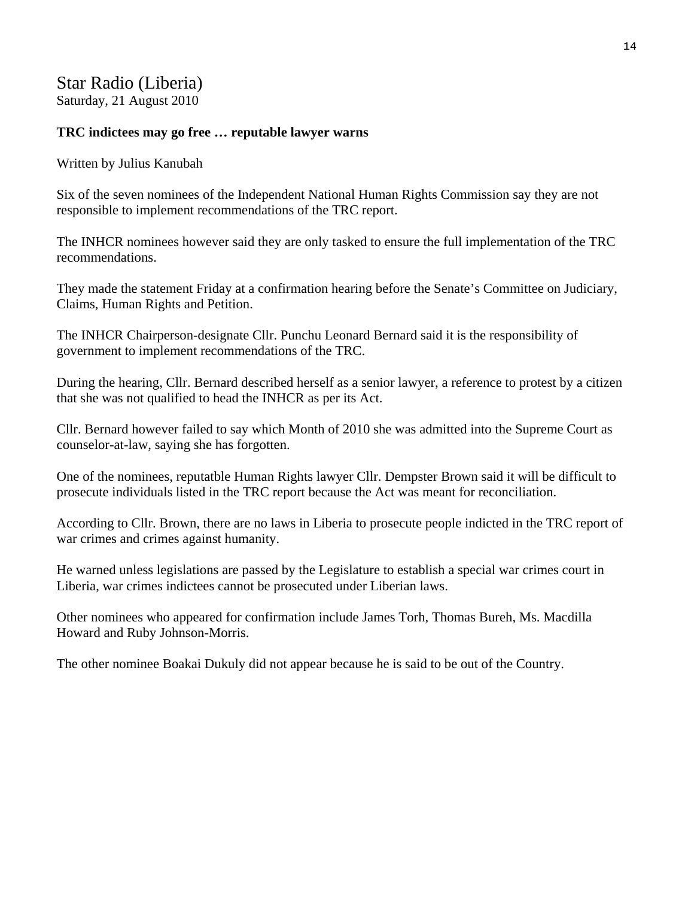# Star Radio (Liberia)

Saturday, 21 August 2010

**TRC indictees may go free … reputable lawyer warns**

Written by Julius Kanubah

Six of the seven nominees of the Independent National Human Rights Commission say they are not responsible to implement recommendations of the TRC report.

The INHCR nominees however said they are only tasked to ensure the full implementation of the TRC recommendations.

They made the statement Friday at a confirmation hearing before the Senate's Committee on Judiciary, Claims, Human Rights and Petition.

The INHCR Chairperson-designate Cllr. Punchu Leonard Bernard said it is the responsibility of government to implement recommendations of the TRC.

During the hearing, Cllr. Bernard described herself as a senior lawyer, a reference to protest by a citizen that she was not qualified to head the INHCR as per its Act.

Cllr. Bernard however failed to say which Month of 2010 she was admitted into the Supreme Court as counselor-at-law, saying she has forgotten.

One of the nominees, reputatble Human Rights lawyer Cllr. Dempster Brown said it will be difficult to prosecute individuals listed in the TRC report because the Act was meant for reconciliation.

According to Cllr. Brown, there are no laws in Liberia to prosecute people indicted in the TRC report of war crimes and crimes against humanity.

He warned unless legislations are passed by the Legislature to establish a special war crimes court in Liberia, war crimes indictees cannot be prosecuted under Liberian laws.

Other nominees who appeared for confirmation include James Torh, Thomas Bureh, Ms. Macdilla Howard and Ruby Johnson-Morris.

The other nominee Boakai Dukuly did not appear because he is said to be out of the Country.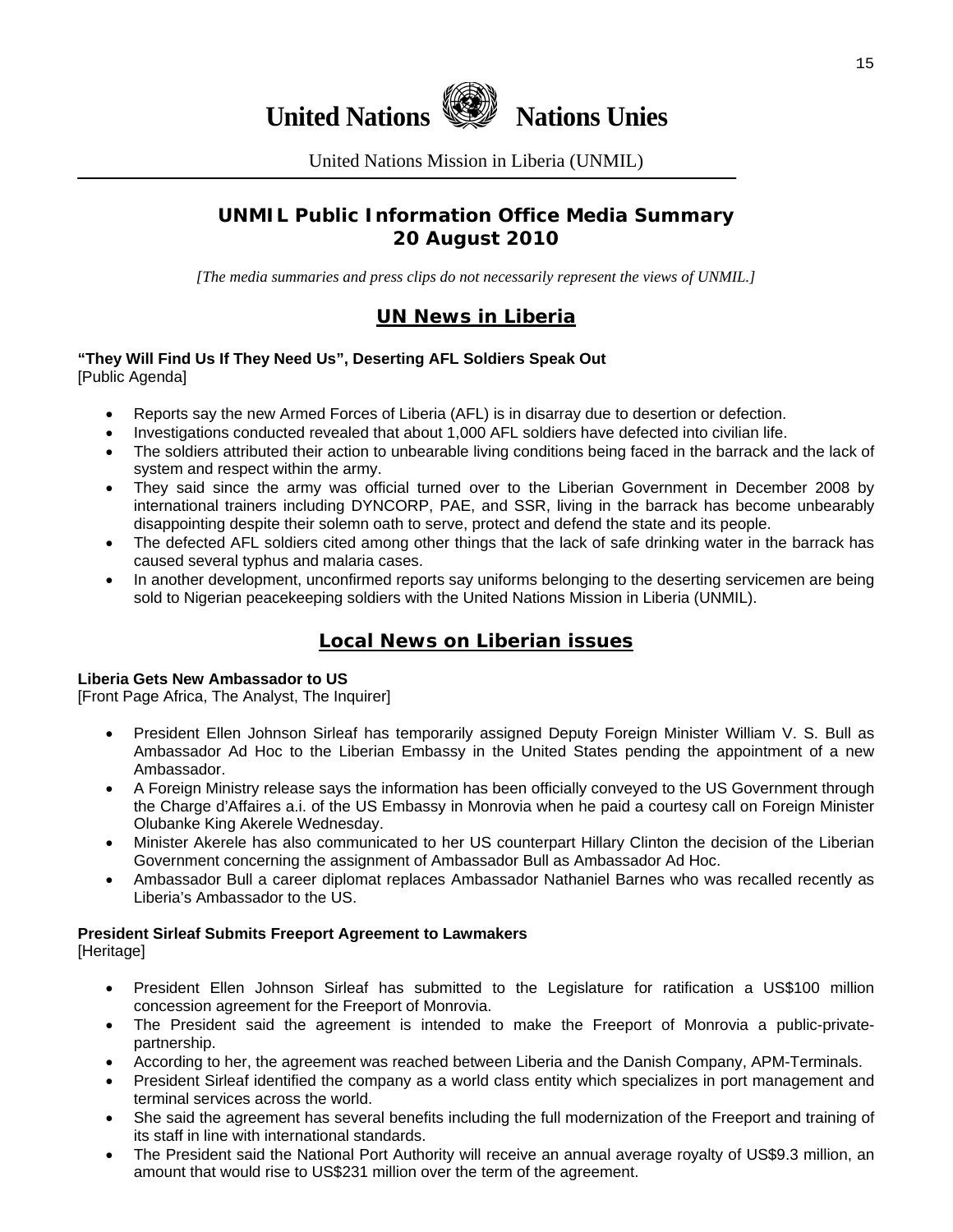United Nations Nations Unies

United Nations Mission in Liberia (UNMIL)

# UNMIL Public Information Office Media Summary
# 20 August 2010

*[The media summaries and press clips do not necessarily represent the views of UNMIL.]*

## UN News in Liberia

**"They Will Find Us If They Need Us", Deserting AFL Soldiers Speak Out**
[Public Agenda]

- Reports say the new Armed Forces of Liberia (AFL) is in disarray due to desertion or defection.
- Investigations conducted revealed that about 1,000 AFL soldiers have defected into civilian life.
- The soldiers attributed their action to unbearable living conditions being faced in the barrack and the lack of system and respect within the army.
- They said since the army was official turned over to the Liberian Government in December 2008 by international trainers including DYNCORP, PAE, and SSR, living in the barrack has become unbearably disappointing despite their solemn oath to serve, protect and defend the state and its people.
- The defected AFL soldiers cited among other things that the lack of safe drinking water in the barrack has caused several typhus and malaria cases.
- In another development, unconfirmed reports say uniforms belonging to the deserting servicemen are being sold to Nigerian peacekeeping soldiers with the United Nations Mission in Liberia (UNMIL).

## Local News on Liberian issues

**Liberia Gets New Ambassador to US**
[Front Page Africa, The Analyst, The Inquirer]

- President Ellen Johnson Sirleaf has temporarily assigned Deputy Foreign Minister William V. S. Bull as Ambassador Ad Hoc to the Liberian Embassy in the United States pending the appointment of a new Ambassador.
- A Foreign Ministry release says the information has been officially conveyed to the US Government through the Charge d'Affaires a.i. of the US Embassy in Monrovia when he paid a courtesy call on Foreign Minister Olubanke King Akerele Wednesday.
- Minister Akerele has also communicated to her US counterpart Hillary Clinton the decision of the Liberian Government concerning the assignment of Ambassador Bull as Ambassador Ad Hoc.
- Ambassador Bull a career diplomat replaces Ambassador Nathaniel Barnes who was recalled recently as Liberia's Ambassador to the US.

**President Sirleaf Submits Freeport Agreement to Lawmakers**
[Heritage]

- President Ellen Johnson Sirleaf has submitted to the Legislature for ratification a US$100 million concession agreement for the Freeport of Monrovia.
- The President said the agreement is intended to make the Freeport of Monrovia a public-private-partnership.
- According to her, the agreement was reached between Liberia and the Danish Company, APM-Terminals.
- President Sirleaf identified the company as a world class entity which specializes in port management and terminal services across the world.
- She said the agreement has several benefits including the full modernization of the Freeport and training of its staff in line with international standards.
- The President said the National Port Authority will receive an annual average royalty of US$9.3 million, an amount that would rise to US$231 million over the term of the agreement.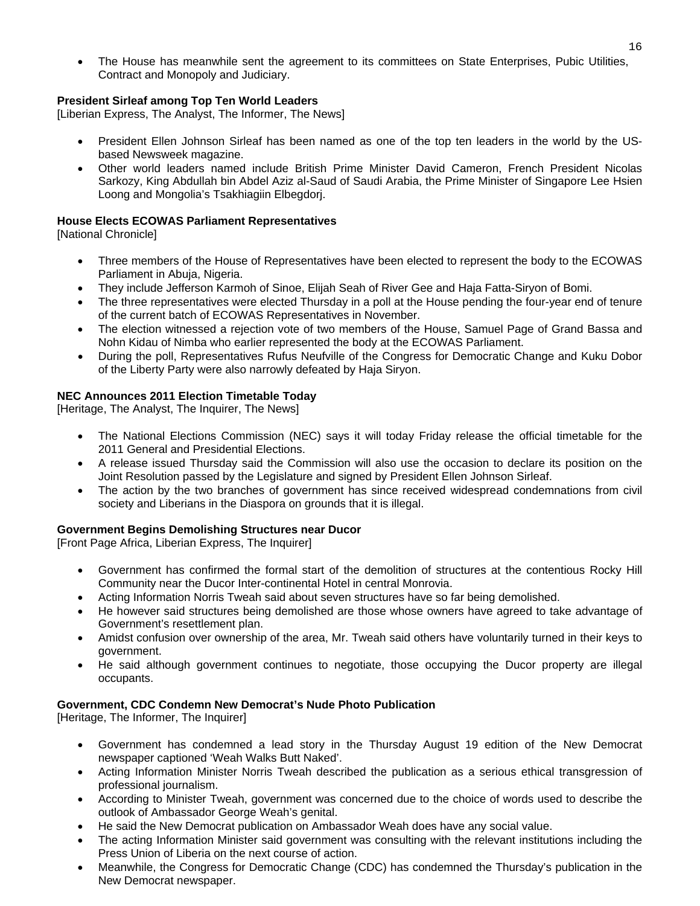- The House has meanwhile sent the agreement to its committees on State Enterprises, Pubic Utilities, Contract and Monopoly and Judiciary.

**President Sirleaf among Top Ten World Leaders**
[Liberian Express, The Analyst, The Informer, The News]

- President Ellen Johnson Sirleaf has been named as one of the top ten leaders in the world by the US-based Newsweek magazine.
- Other world leaders named include British Prime Minister David Cameron, French President Nicolas Sarkozy, King Abdullah bin Abdel Aziz al-Saud of Saudi Arabia, the Prime Minister of Singapore Lee Hsien Loong and Mongolia's Tsakhiagiin Elbegdorj.

**House Elects ECOWAS Parliament Representatives**
[National Chronicle]

- Three members of the House of Representatives have been elected to represent the body to the ECOWAS Parliament in Abuja, Nigeria.
- They include Jefferson Karmoh of Sinoe, Elijah Seah of River Gee and Haja Fatta-Siryon of Bomi.
- The three representatives were elected Thursday in a poll at the House pending the four-year end of tenure of the current batch of ECOWAS Representatives in November.
- The election witnessed a rejection vote of two members of the House, Samuel Page of Grand Bassa and Nohn Kidau of Nimba who earlier represented the body at the ECOWAS Parliament.
- During the poll, Representatives Rufus Neufville of the Congress for Democratic Change and Kuku Dobor of the Liberty Party were also narrowly defeated by Haja Siryon.

**NEC Announces 2011 Election Timetable Today**
[Heritage, The Analyst, The Inquirer, The News]

- The National Elections Commission (NEC) says it will today Friday release the official timetable for the 2011 General and Presidential Elections.
- A release issued Thursday said the Commission will also use the occasion to declare its position on the Joint Resolution passed by the Legislature and signed by President Ellen Johnson Sirleaf.
- The action by the two branches of government has since received widespread condemnations from civil society and Liberians in the Diaspora on grounds that it is illegal.

**Government Begins Demolishing Structures near Ducor**
[Front Page Africa, Liberian Express, The Inquirer]

- Government has confirmed the formal start of the demolition of structures at the contentious Rocky Hill Community near the Ducor Inter-continental Hotel in central Monrovia.
- Acting Information Norris Tweah said about seven structures have so far being demolished.
- He however said structures being demolished are those whose owners have agreed to take advantage of Government's resettlement plan.
- Amidst confusion over ownership of the area, Mr. Tweah said others have voluntarily turned in their keys to government.
- He said although government continues to negotiate, those occupying the Ducor property are illegal occupants.

**Government, CDC Condemn New Democrat's Nude Photo Publication**
[Heritage, The Informer, The Inquirer]

- Government has condemned a lead story in the Thursday August 19 edition of the New Democrat newspaper captioned 'Weah Walks Butt Naked'.
- Acting Information Minister Norris Tweah described the publication as a serious ethical transgression of professional journalism.
- According to Minister Tweah, government was concerned due to the choice of words used to describe the outlook of Ambassador George Weah's genital.
- He said the New Democrat publication on Ambassador Weah does have any social value.
- The acting Information Minister said government was consulting with the relevant institutions including the Press Union of Liberia on the next course of action.
- Meanwhile, the Congress for Democratic Change (CDC) has condemned the Thursday's publication in the New Democrat newspaper.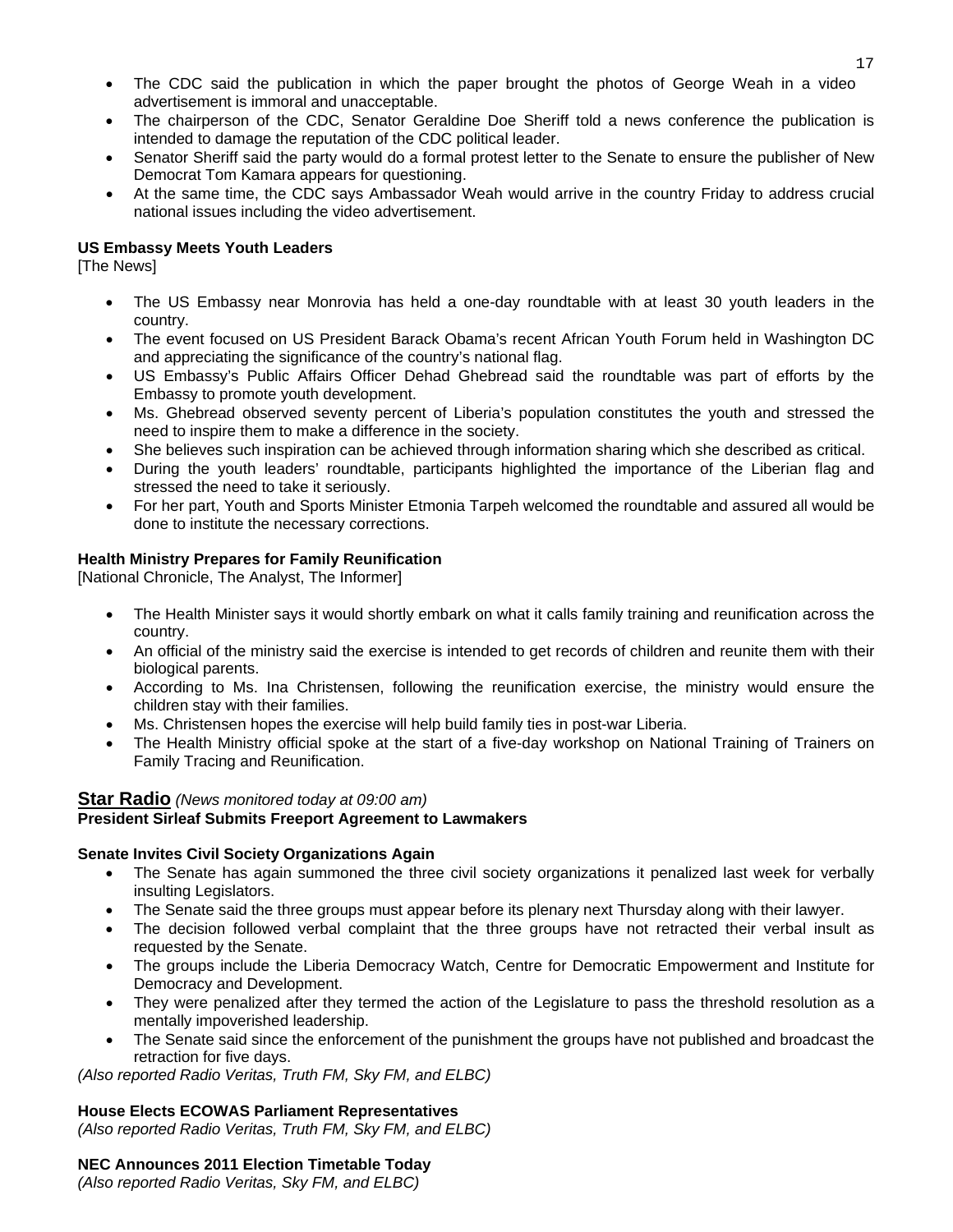- The CDC said the publication in which the paper brought the photos of George Weah in a video advertisement is immoral and unacceptable.
- The chairperson of the CDC, Senator Geraldine Doe Sheriff told a news conference the publication is intended to damage the reputation of the CDC political leader.
- Senator Sheriff said the party would do a formal protest letter to the Senate to ensure the publisher of New Democrat Tom Kamara appears for questioning.
- At the same time, the CDC says Ambassador Weah would arrive in the country Friday to address crucial national issues including the video advertisement.

**US Embassy Meets Youth Leaders**
[The News]

- The US Embassy near Monrovia has held a one-day roundtable with at least 30 youth leaders in the country.
- The event focused on US President Barack Obama's recent African Youth Forum held in Washington DC and appreciating the significance of the country's national flag.
- US Embassy's Public Affairs Officer Dehad Ghebread said the roundtable was part of efforts by the Embassy to promote youth development.
- Ms. Ghebread observed seventy percent of Liberia's population constitutes the youth and stressed the need to inspire them to make a difference in the society.
- She believes such inspiration can be achieved through information sharing which she described as critical.
- During the youth leaders' roundtable, participants highlighted the importance of the Liberian flag and stressed the need to take it seriously.
- For her part, Youth and Sports Minister Etmonia Tarpeh welcomed the roundtable and assured all would be done to institute the necessary corrections.

**Health Ministry Prepares for Family Reunification**
[National Chronicle, The Analyst, The Informer]

- The Health Minister says it would shortly embark on what it calls family training and reunification across the country.
- An official of the ministry said the exercise is intended to get records of children and reunite them with their biological parents.
- According to Ms. Ina Christensen, following the reunification exercise, the ministry would ensure the children stay with their families.
- Ms. Christensen hopes the exercise will help build family ties in post-war Liberia.
- The Health Ministry official spoke at the start of a five-day workshop on National Training of Trainers on Family Tracing and Reunification.

**Star Radio** *(News monitored today at 09:00 am)*
**President Sirleaf Submits Freeport Agreement to Lawmakers**

**Senate Invites Civil Society Organizations Again**

- The Senate has again summoned the three civil society organizations it penalized last week for verbally insulting Legislators.
- The Senate said the three groups must appear before its plenary next Thursday along with their lawyer.
- The decision followed verbal complaint that the three groups have not retracted their verbal insult as requested by the Senate.
- The groups include the Liberia Democracy Watch, Centre for Democratic Empowerment and Institute for Democracy and Development.
- They were penalized after they termed the action of the Legislature to pass the threshold resolution as a mentally impoverished leadership.
- The Senate said since the enforcement of the punishment the groups have not published and broadcast the retraction for five days.

*(Also reported Radio Veritas, Truth FM, Sky FM, and ELBC)*

**House Elects ECOWAS Parliament Representatives**
*(Also reported Radio Veritas, Truth FM, Sky FM, and ELBC)*

**NEC Announces 2011 Election Timetable Today**
*(Also reported Radio Veritas, Sky FM, and ELBC)*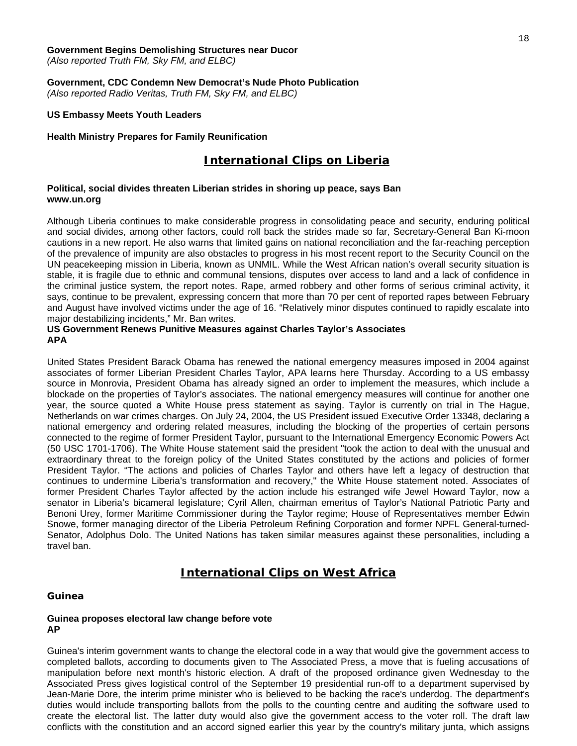**Government Begins Demolishing Structures near Ducor**
*(Also reported Truth FM, Sky FM, and ELBC)*

**Government, CDC Condemn New Democrat's Nude Photo Publication**
*(Also reported Radio Veritas, Truth FM, Sky FM, and ELBC)*

**US Embassy Meets Youth Leaders**

**Health Ministry Prepares for Family Reunification**

## International Clips on Liberia

**Political, social divides threaten Liberian strides in shoring up peace, says Ban**
**www.un.org**

Although Liberia continues to make considerable progress in consolidating peace and security, enduring political and social divides, among other factors, could roll back the strides made so far, Secretary-General Ban Ki-moon cautions in a new report. He also warns that limited gains on national reconciliation and the far-reaching perception of the prevalence of impunity are also obstacles to progress in his most recent report to the Security Council on the UN peacekeeping mission in Liberia, known as UNMIL. While the West African nation's overall security situation is stable, it is fragile due to ethnic and communal tensions, disputes over access to land and a lack of confidence in the criminal justice system, the report notes. Rape, armed robbery and other forms of serious criminal activity, it says, continue to be prevalent, expressing concern that more than 70 per cent of reported rapes between February and August have involved victims under the age of 16. "Relatively minor disputes continued to rapidly escalate into major destabilizing incidents," Mr. Ban writes.

**US Government Renews Punitive Measures against Charles Taylor's Associates**
**APA**

United States President Barack Obama has renewed the national emergency measures imposed in 2004 against associates of former Liberian President Charles Taylor, APA learns here Thursday. According to a US embassy source in Monrovia, President Obama has already signed an order to implement the measures, which include a blockade on the properties of Taylor's associates. The national emergency measures will continue for another one year, the source quoted a White House press statement as saying. Taylor is currently on trial in The Hague, Netherlands on war crimes charges. On July 24, 2004, the US President issued Executive Order 13348, declaring a national emergency and ordering related measures, including the blocking of the properties of certain persons connected to the regime of former President Taylor, pursuant to the International Emergency Economic Powers Act (50 USC 1701-1706). The White House statement said the president "took the action to deal with the unusual and extraordinary threat to the foreign policy of the United States constituted by the actions and policies of former President Taylor. "The actions and policies of Charles Taylor and others have left a legacy of destruction that continues to undermine Liberia's transformation and recovery," the White House statement noted. Associates of former President Charles Taylor affected by the action include his estranged wife Jewel Howard Taylor, now a senator in Liberia's bicameral legislature; Cyril Allen, chairman emeritus of Taylor's National Patriotic Party and Benoni Urey, former Maritime Commissioner during the Taylor regime; House of Representatives member Edwin Snowe, former managing director of the Liberia Petroleum Refining Corporation and former NPFL General-turned-Senator, Adolphus Dolo. The United Nations has taken similar measures against these personalities, including a travel ban.

## International Clips on West Africa

### Guinea

**Guinea proposes electoral law change before vote**
**AP**

Guinea's interim government wants to change the electoral code in a way that would give the government access to completed ballots, according to documents given to The Associated Press, a move that is fueling accusations of manipulation before next month's historic election. A draft of the proposed ordinance given Wednesday to the Associated Press gives logistical control of the September 19 presidential run-off to a department supervised by Jean-Marie Dore, the interim prime minister who is believed to be backing the race's underdog. The department's duties would include transporting ballots from the polls to the counting centre and auditing the software used to create the electoral list. The latter duty would also give the government access to the voter roll. The draft law conflicts with the constitution and an accord signed earlier this year by the country's military junta, which assigns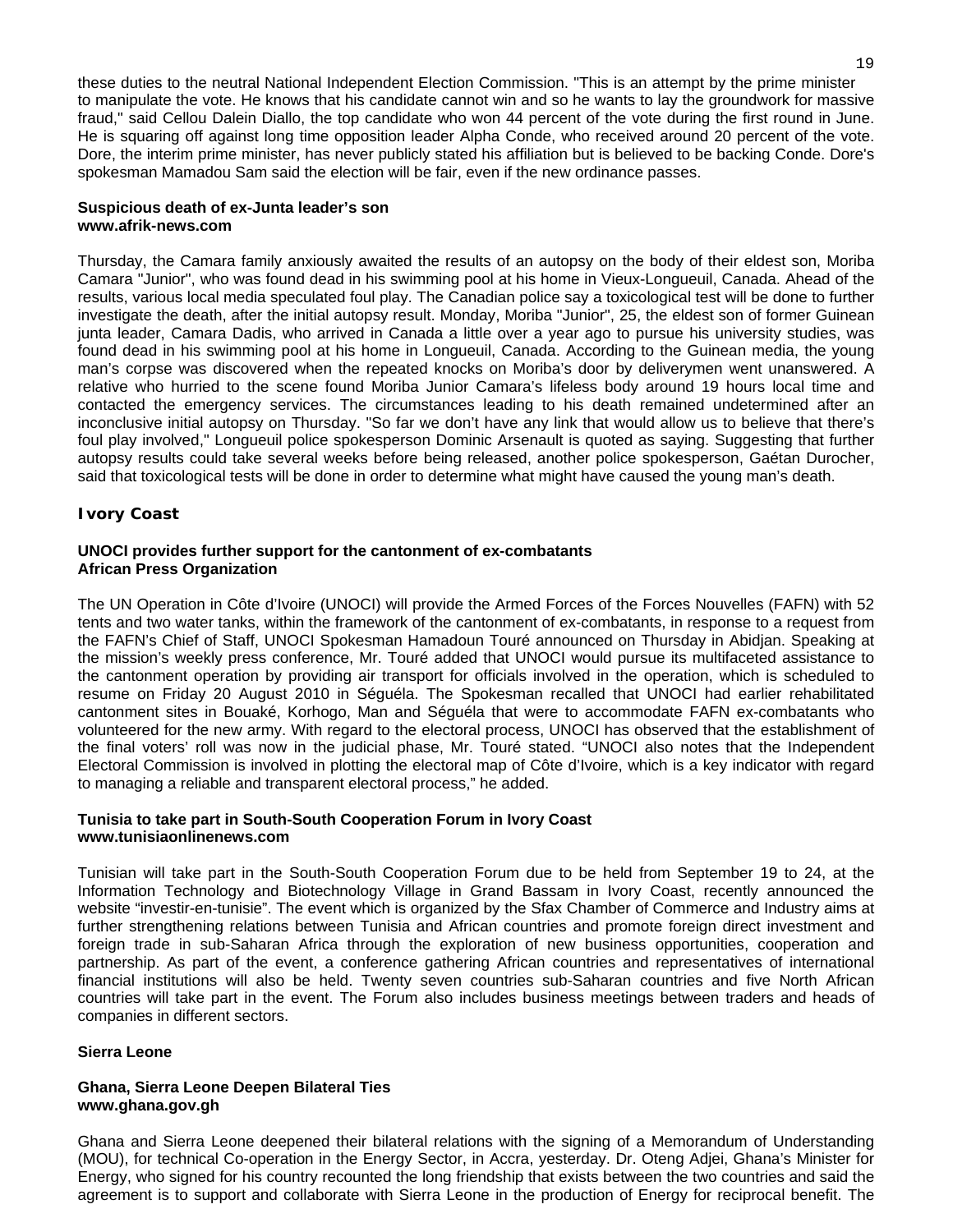these duties to the neutral National Independent Election Commission. "This is an attempt by the prime minister to manipulate the vote. He knows that his candidate cannot win and so he wants to lay the groundwork for massive fraud," said Cellou Dalein Diallo, the top candidate who won 44 percent of the vote during the first round in June. He is squaring off against long time opposition leader Alpha Conde, who received around 20 percent of the vote. Dore, the interim prime minister, has never publicly stated his affiliation but is believed to be backing Conde. Dore's spokesman Mamadou Sam said the election will be fair, even if the new ordinance passes.

**Suspicious death of ex-Junta leader's son**
**www.afrik-news.com**

Thursday, the Camara family anxiously awaited the results of an autopsy on the body of their eldest son, Moriba Camara "Junior", who was found dead in his swimming pool at his home in Vieux-Longueuil, Canada. Ahead of the results, various local media speculated foul play. The Canadian police say a toxicological test will be done to further investigate the death, after the initial autopsy result. Monday, Moriba "Junior", 25, the eldest son of former Guinean junta leader, Camara Dadis, who arrived in Canada a little over a year ago to pursue his university studies, was found dead in his swimming pool at his home in Longueuil, Canada. According to the Guinean media, the young man's corpse was discovered when the repeated knocks on Moriba's door by deliverymen went unanswered. A relative who hurried to the scene found Moriba Junior Camara's lifeless body around 19 hours local time and contacted the emergency services. The circumstances leading to his death remained undetermined after an inconclusive initial autopsy on Thursday. "So far we don't have any link that would allow us to believe that there's foul play involved," Longueuil police spokesperson Dominic Arsenault is quoted as saying. Suggesting that further autopsy results could take several weeks before being released, another police spokesperson, Gaétan Durocher, said that toxicological tests will be done in order to determine what might have caused the young man's death.

## Ivory Coast

**UNOCI provides further support for the cantonment of ex-combatants**
**African Press Organization**

The UN Operation in Côte d'Ivoire (UNOCI) will provide the Armed Forces of the Forces Nouvelles (FAFN) with 52 tents and two water tanks, within the framework of the cantonment of ex-combatants, in response to a request from the FAFN's Chief of Staff, UNOCI Spokesman Hamadoun Touré announced on Thursday in Abidjan. Speaking at the mission's weekly press conference, Mr. Touré added that UNOCI would pursue its multifaceted assistance to the cantonment operation by providing air transport for officials involved in the operation, which is scheduled to resume on Friday 20 August 2010 in Séguéla. The Spokesman recalled that UNOCI had earlier rehabilitated cantonment sites in Bouaké, Korhogo, Man and Séguéla that were to accommodate FAFN ex-combatants who volunteered for the new army. With regard to the electoral process, UNOCI has observed that the establishment of the final voters' roll was now in the judicial phase, Mr. Touré stated. "UNOCI also notes that the Independent Electoral Commission is involved in plotting the electoral map of Côte d'Ivoire, which is a key indicator with regard to managing a reliable and transparent electoral process," he added.

**Tunisia to take part in South-South Cooperation Forum in Ivory Coast**
**www.tunisiaonlinenews.com**

Tunisian will take part in the South-South Cooperation Forum due to be held from September 19 to 24, at the Information Technology and Biotechnology Village in Grand Bassam in Ivory Coast, recently announced the website "investir-en-tunisie". The event which is organized by the Sfax Chamber of Commerce and Industry aims at further strengthening relations between Tunisia and African countries and promote foreign direct investment and foreign trade in sub-Saharan Africa through the exploration of new business opportunities, cooperation and partnership. As part of the event, a conference gathering African countries and representatives of international financial institutions will also be held. Twenty seven countries sub-Saharan countries and five North African countries will take part in the event. The Forum also includes business meetings between traders and heads of companies in different sectors.

## Sierra Leone

**Ghana, Sierra Leone Deepen Bilateral Ties**
**www.ghana.gov.gh**

Ghana and Sierra Leone deepened their bilateral relations with the signing of a Memorandum of Understanding (MOU), for technical Co-operation in the Energy Sector, in Accra, yesterday. Dr. Oteng Adjei, Ghana's Minister for Energy, who signed for his country recounted the long friendship that exists between the two countries and said the agreement is to support and collaborate with Sierra Leone in the production of Energy for reciprocal benefit. The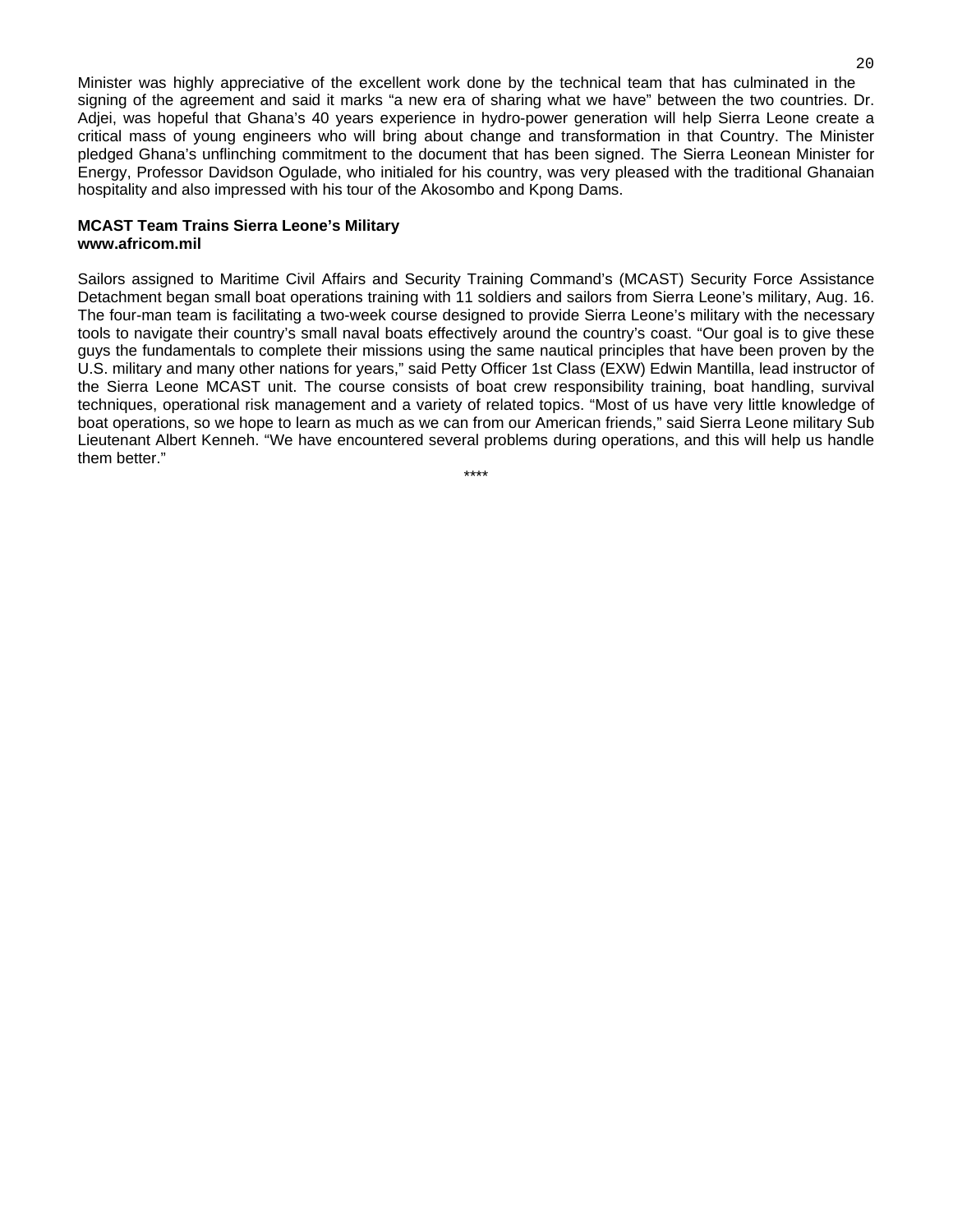Minister was highly appreciative of the excellent work done by the technical team that has culminated in the signing of the agreement and said it marks "a new era of sharing what we have" between the two countries. Dr. Adjei, was hopeful that Ghana's 40 years experience in hydro-power generation will help Sierra Leone create a critical mass of young engineers who will bring about change and transformation in that Country. The Minister pledged Ghana's unflinching commitment to the document that has been signed. The Sierra Leonean Minister for Energy, Professor Davidson Ogulade, who initialed for his country, was very pleased with the traditional Ghanaian hospitality and also impressed with his tour of the Akosombo and Kpong Dams.

**MCAST Team Trains Sierra Leone's Military**
**www.africom.mil**

Sailors assigned to Maritime Civil Affairs and Security Training Command's (MCAST) Security Force Assistance Detachment began small boat operations training with 11 soldiers and sailors from Sierra Leone's military, Aug. 16. The four-man team is facilitating a two-week course designed to provide Sierra Leone's military with the necessary tools to navigate their country's small naval boats effectively around the country's coast. "Our goal is to give these guys the fundamentals to complete their missions using the same nautical principles that have been proven by the U.S. military and many other nations for years," said Petty Officer 1st Class (EXW) Edwin Mantilla, lead instructor of the Sierra Leone MCAST unit. The course consists of boat crew responsibility training, boat handling, survival techniques, operational risk management and a variety of related topics. "Most of us have very little knowledge of boat operations, so we hope to learn as much as we can from our American friends," said Sierra Leone military Sub Lieutenant Albert Kenneh. "We have encountered several problems during operations, and this will help us handle them better."

****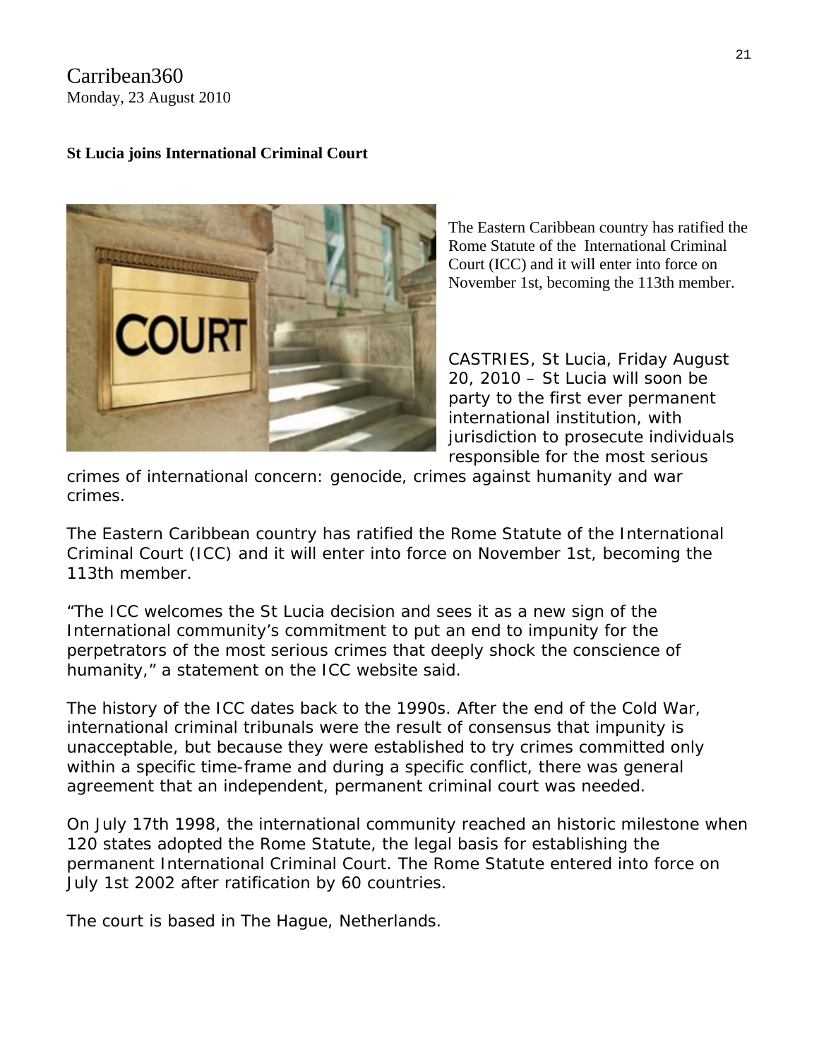Carribean360
Monday, 23 August 2010

**St Lucia joins International Criminal Court**

The Eastern Caribbean country has ratified the Rome Statute of the International Criminal Court (ICC) and it will enter into force on November 1st, becoming the 113th member.

CASTRIES, St Lucia, Friday August 20, 2010 – St Lucia will soon be party to the first ever permanent international institution, with jurisdiction to prosecute individuals responsible for the most serious crimes of international concern: genocide, crimes against humanity and war crimes.

The Eastern Caribbean country has ratified the Rome Statute of the International Criminal Court (ICC) and it will enter into force on November 1st, becoming the 113th member.

"The ICC welcomes the St Lucia decision and sees it as a new sign of the International community's commitment to put an end to impunity for the perpetrators of the most serious crimes that deeply shock the conscience of humanity," a statement on the ICC website said.

The history of the ICC dates back to the 1990s. After the end of the Cold War, international criminal tribunals were the result of consensus that impunity is unacceptable, but because they were established to try crimes committed only within a specific time-frame and during a specific conflict, there was general agreement that an independent, permanent criminal court was needed.

On July 17th 1998, the international community reached an historic milestone when 120 states adopted the Rome Statute, the legal basis for establishing the permanent International Criminal Court. The Rome Statute entered into force on July 1st 2002 after ratification by 60 countries.

The court is based in The Hague, Netherlands.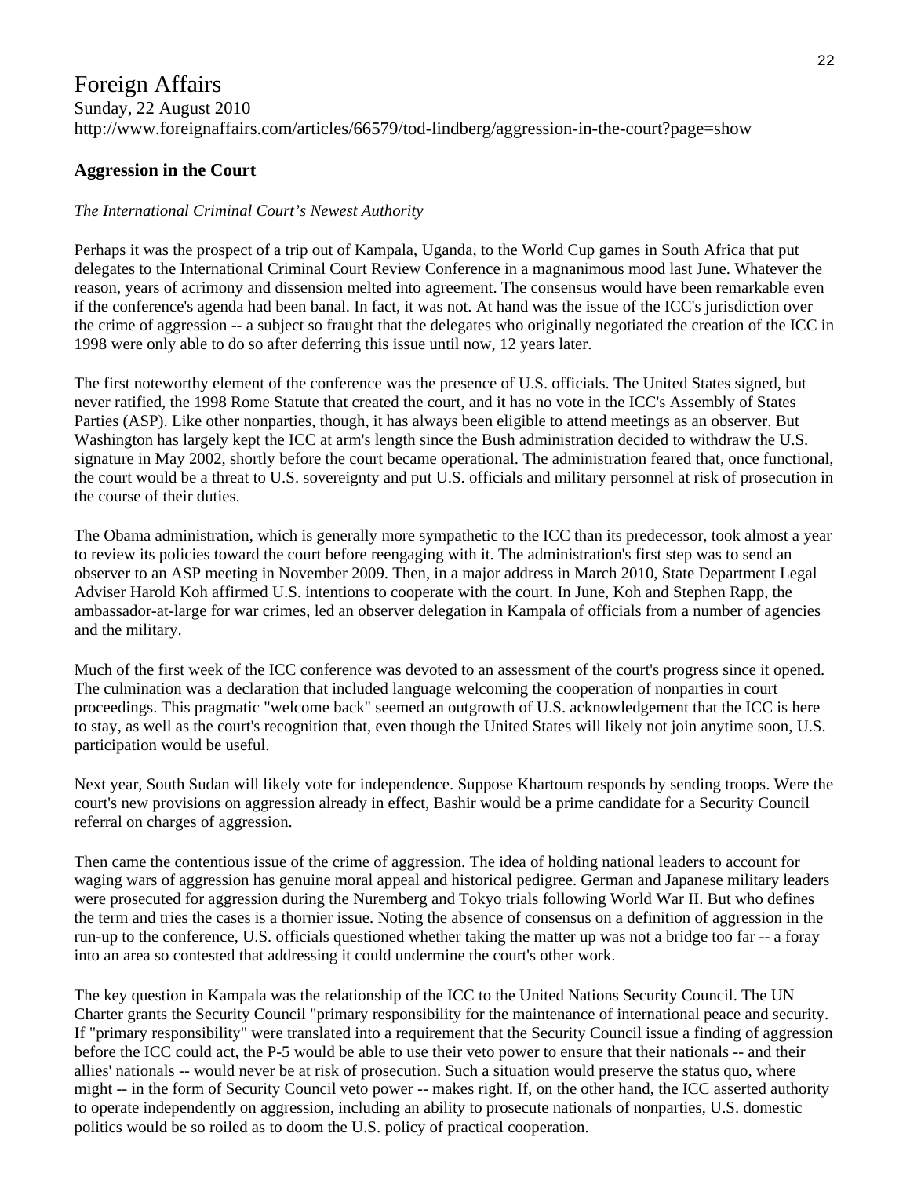# Foreign Affairs

Sunday, 22 August 2010
http://www.foreignaffairs.com/articles/66579/tod-lindberg/aggression-in-the-court?page=show

## Aggression in the Court

*The International Criminal Court's Newest Authority*

Perhaps it was the prospect of a trip out of Kampala, Uganda, to the World Cup games in South Africa that put delegates to the International Criminal Court Review Conference in a magnanimous mood last June. Whatever the reason, years of acrimony and dissension melted into agreement. The consensus would have been remarkable even if the conference's agenda had been banal. In fact, it was not. At hand was the issue of the ICC's jurisdiction over the crime of aggression -- a subject so fraught that the delegates who originally negotiated the creation of the ICC in 1998 were only able to do so after deferring this issue until now, 12 years later.

The first noteworthy element of the conference was the presence of U.S. officials. The United States signed, but never ratified, the 1998 Rome Statute that created the court, and it has no vote in the ICC's Assembly of States Parties (ASP). Like other nonparties, though, it has always been eligible to attend meetings as an observer. But Washington has largely kept the ICC at arm's length since the Bush administration decided to withdraw the U.S. signature in May 2002, shortly before the court became operational. The administration feared that, once functional, the court would be a threat to U.S. sovereignty and put U.S. officials and military personnel at risk of prosecution in the course of their duties.

The Obama administration, which is generally more sympathetic to the ICC than its predecessor, took almost a year to review its policies toward the court before reengaging with it. The administration's first step was to send an observer to an ASP meeting in November 2009. Then, in a major address in March 2010, State Department Legal Adviser Harold Koh affirmed U.S. intentions to cooperate with the court. In June, Koh and Stephen Rapp, the ambassador-at-large for war crimes, led an observer delegation in Kampala of officials from a number of agencies and the military.

Much of the first week of the ICC conference was devoted to an assessment of the court's progress since it opened. The culmination was a declaration that included language welcoming the cooperation of nonparties in court proceedings. This pragmatic "welcome back" seemed an outgrowth of U.S. acknowledgement that the ICC is here to stay, as well as the court's recognition that, even though the United States will likely not join anytime soon, U.S. participation would be useful.

Next year, South Sudan will likely vote for independence. Suppose Khartoum responds by sending troops. Were the court's new provisions on aggression already in effect, Bashir would be a prime candidate for a Security Council referral on charges of aggression.

Then came the contentious issue of the crime of aggression. The idea of holding national leaders to account for waging wars of aggression has genuine moral appeal and historical pedigree. German and Japanese military leaders were prosecuted for aggression during the Nuremberg and Tokyo trials following World War II. But who defines the term and tries the cases is a thornier issue. Noting the absence of consensus on a definition of aggression in the run-up to the conference, U.S. officials questioned whether taking the matter up was not a bridge too far -- a foray into an area so contested that addressing it could undermine the court's other work.

The key question in Kampala was the relationship of the ICC to the United Nations Security Council. The UN Charter grants the Security Council "primary responsibility for the maintenance of international peace and security. If "primary responsibility" were translated into a requirement that the Security Council issue a finding of aggression before the ICC could act, the P-5 would be able to use their veto power to ensure that their nationals -- and their allies' nationals -- would never be at risk of prosecution. Such a situation would preserve the status quo, where might -- in the form of Security Council veto power -- makes right. If, on the other hand, the ICC asserted authority to operate independently on aggression, including an ability to prosecute nationals of nonparties, U.S. domestic politics would be so roiled as to doom the U.S. policy of practical cooperation.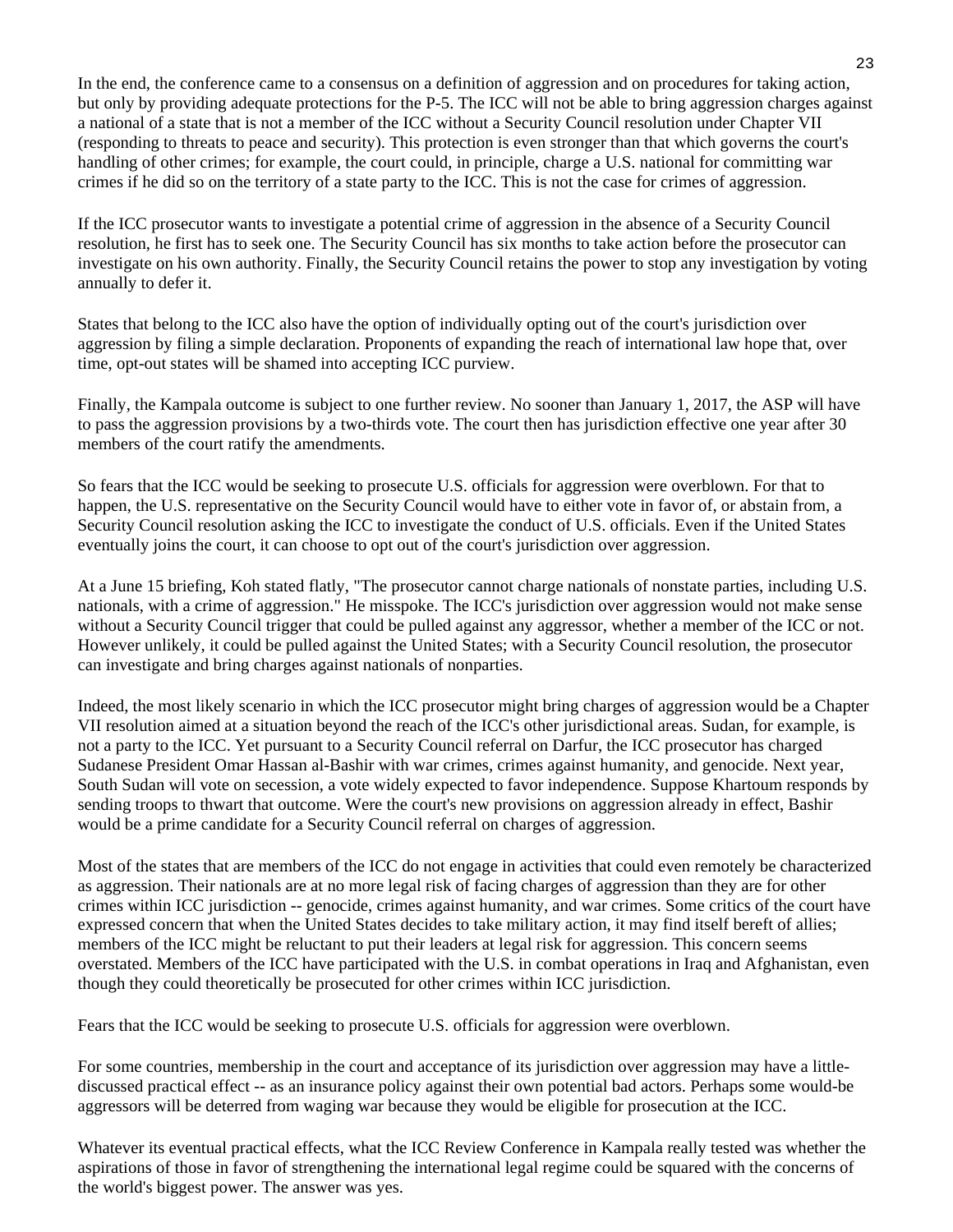In the end, the conference came to a consensus on a definition of aggression and on procedures for taking action, but only by providing adequate protections for the P-5. The ICC will not be able to bring aggression charges against a national of a state that is not a member of the ICC without a Security Council resolution under Chapter VII (responding to threats to peace and security). This protection is even stronger than that which governs the court's handling of other crimes; for example, the court could, in principle, charge a U.S. national for committing war crimes if he did so on the territory of a state party to the ICC. This is not the case for crimes of aggression.

If the ICC prosecutor wants to investigate a potential crime of aggression in the absence of a Security Council resolution, he first has to seek one. The Security Council has six months to take action before the prosecutor can investigate on his own authority. Finally, the Security Council retains the power to stop any investigation by voting annually to defer it.

States that belong to the ICC also have the option of individually opting out of the court's jurisdiction over aggression by filing a simple declaration. Proponents of expanding the reach of international law hope that, over time, opt-out states will be shamed into accepting ICC purview.

Finally, the Kampala outcome is subject to one further review. No sooner than January 1, 2017, the ASP will have to pass the aggression provisions by a two-thirds vote. The court then has jurisdiction effective one year after 30 members of the court ratify the amendments.

So fears that the ICC would be seeking to prosecute U.S. officials for aggression were overblown. For that to happen, the U.S. representative on the Security Council would have to either vote in favor of, or abstain from, a Security Council resolution asking the ICC to investigate the conduct of U.S. officials. Even if the United States eventually joins the court, it can choose to opt out of the court's jurisdiction over aggression.

At a June 15 briefing, Koh stated flatly, "The prosecutor cannot charge nationals of nonstate parties, including U.S. nationals, with a crime of aggression." He misspoke. The ICC's jurisdiction over aggression would not make sense without a Security Council trigger that could be pulled against any aggressor, whether a member of the ICC or not. However unlikely, it could be pulled against the United States; with a Security Council resolution, the prosecutor can investigate and bring charges against nationals of nonparties.

Indeed, the most likely scenario in which the ICC prosecutor might bring charges of aggression would be a Chapter VII resolution aimed at a situation beyond the reach of the ICC's other jurisdictional areas. Sudan, for example, is not a party to the ICC. Yet pursuant to a Security Council referral on Darfur, the ICC prosecutor has charged Sudanese President Omar Hassan al-Bashir with war crimes, crimes against humanity, and genocide. Next year, South Sudan will vote on secession, a vote widely expected to favor independence. Suppose Khartoum responds by sending troops to thwart that outcome. Were the court's new provisions on aggression already in effect, Bashir would be a prime candidate for a Security Council referral on charges of aggression.

Most of the states that are members of the ICC do not engage in activities that could even remotely be characterized as aggression. Their nationals are at no more legal risk of facing charges of aggression than they are for other crimes within ICC jurisdiction -- genocide, crimes against humanity, and war crimes. Some critics of the court have expressed concern that when the United States decides to take military action, it may find itself bereft of allies; members of the ICC might be reluctant to put their leaders at legal risk for aggression. This concern seems overstated. Members of the ICC have participated with the U.S. in combat operations in Iraq and Afghanistan, even though they could theoretically be prosecuted for other crimes within ICC jurisdiction.

Fears that the ICC would be seeking to prosecute U.S. officials for aggression were overblown.

For some countries, membership in the court and acceptance of its jurisdiction over aggression may have a little-discussed practical effect -- as an insurance policy against their own potential bad actors. Perhaps some would-be aggressors will be deterred from waging war because they would be eligible for prosecution at the ICC.

Whatever its eventual practical effects, what the ICC Review Conference in Kampala really tested was whether the aspirations of those in favor of strengthening the international legal regime could be squared with the concerns of the world's biggest power. The answer was yes.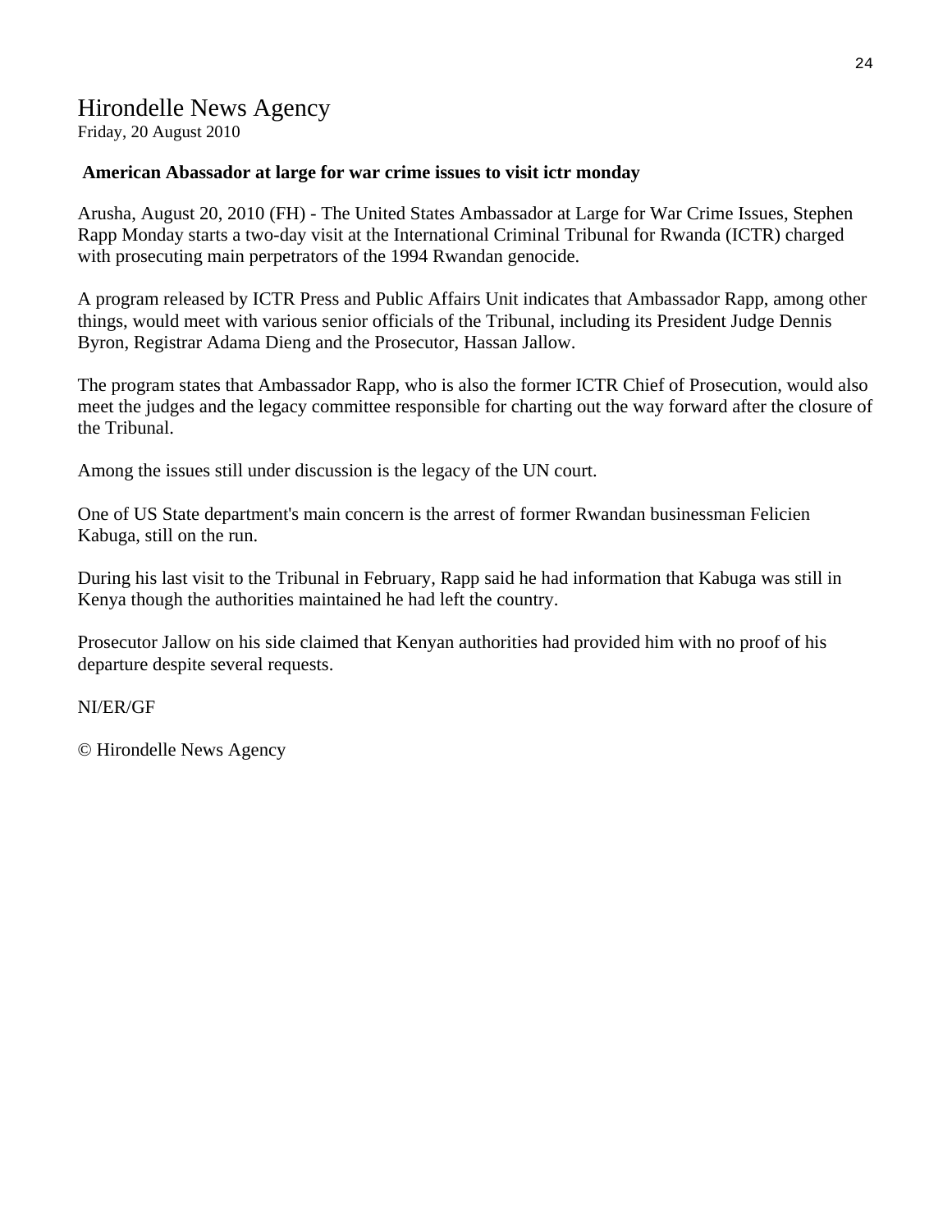# Hirondelle News Agency

Friday, 20 August 2010

**American Abassador at large for war crime issues to visit ictr monday**

Arusha, August 20, 2010 (FH) - The United States Ambassador at Large for War Crime Issues, Stephen Rapp Monday starts a two-day visit at the International Criminal Tribunal for Rwanda (ICTR) charged with prosecuting main perpetrators of the 1994 Rwandan genocide.

A program released by ICTR Press and Public Affairs Unit indicates that Ambassador Rapp, among other things, would meet with various senior officials of the Tribunal, including its President Judge Dennis Byron, Registrar Adama Dieng and the Prosecutor, Hassan Jallow.

The program states that Ambassador Rapp, who is also the former ICTR Chief of Prosecution, would also meet the judges and the legacy committee responsible for charting out the way forward after the closure of the Tribunal.

Among the issues still under discussion is the legacy of the UN court.

One of US State department's main concern is the arrest of former Rwandan businessman Felicien Kabuga, still on the run.

During his last visit to the Tribunal in February, Rapp said he had information that Kabuga was still in Kenya though the authorities maintained he had left the country.

Prosecutor Jallow on his side claimed that Kenyan authorities had provided him with no proof of his departure despite several requests.

NI/ER/GF

© Hirondelle News Agency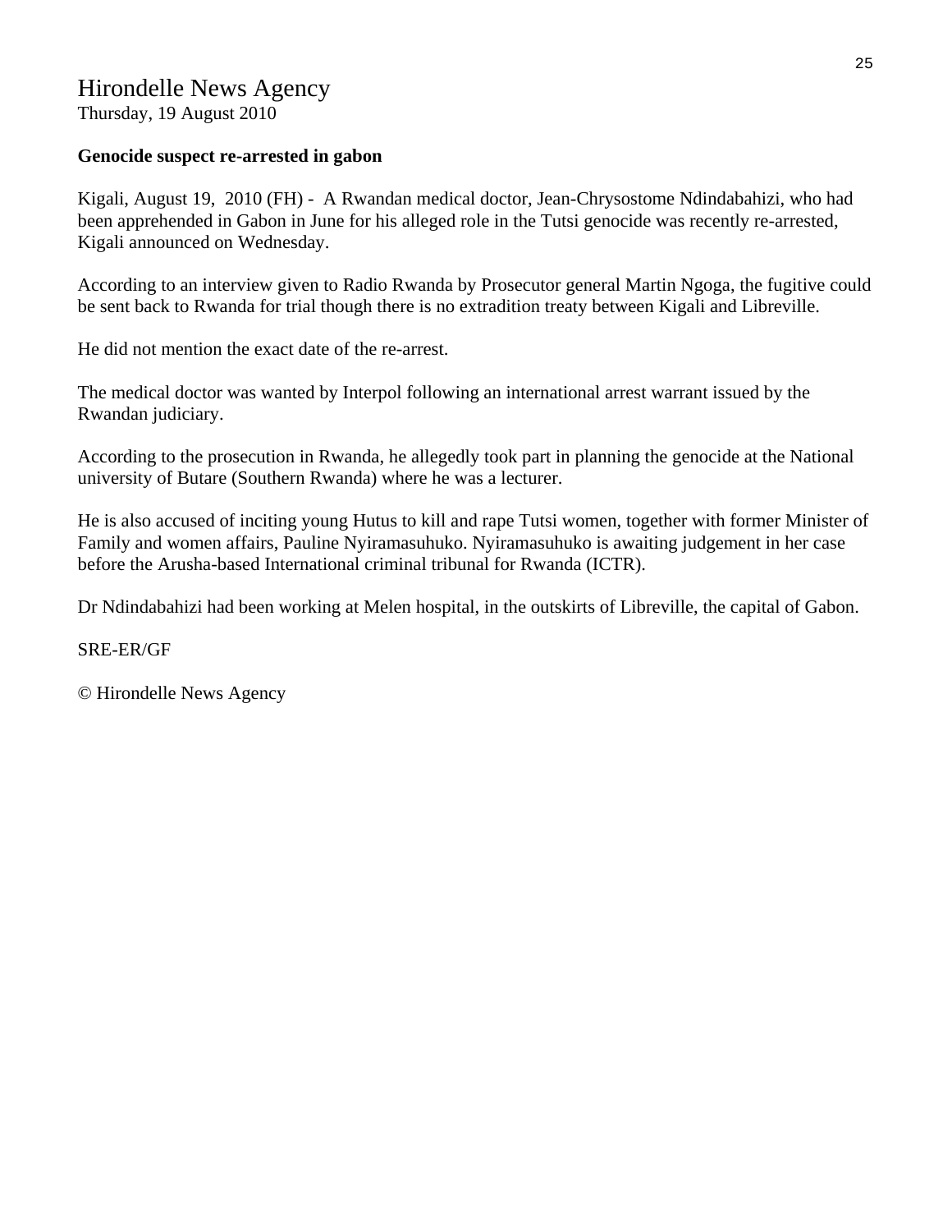# Hirondelle News Agency

Thursday, 19 August 2010

**Genocide suspect re-arrested in gabon**

Kigali, August 19, 2010 (FH) - A Rwandan medical doctor, Jean-Chrysostome Ndindabahizi, who had been apprehended in Gabon in June for his alleged role in the Tutsi genocide was recently re-arrested, Kigali announced on Wednesday.

According to an interview given to Radio Rwanda by Prosecutor general Martin Ngoga, the fugitive could be sent back to Rwanda for trial though there is no extradition treaty between Kigali and Libreville.

He did not mention the exact date of the re-arrest.

The medical doctor was wanted by Interpol following an international arrest warrant issued by the Rwandan judiciary.

According to the prosecution in Rwanda, he allegedly took part in planning the genocide at the National university of Butare (Southern Rwanda) where he was a lecturer.

He is also accused of inciting young Hutus to kill and rape Tutsi women, together with former Minister of Family and women affairs, Pauline Nyiramasuhuko. Nyiramasuhuko is awaiting judgement in her case before the Arusha-based International criminal tribunal for Rwanda (ICTR).

Dr Ndindabahizi had been working at Melen hospital, in the outskirts of Libreville, the capital of Gabon.

SRE-ER/GF

© Hirondelle News Agency